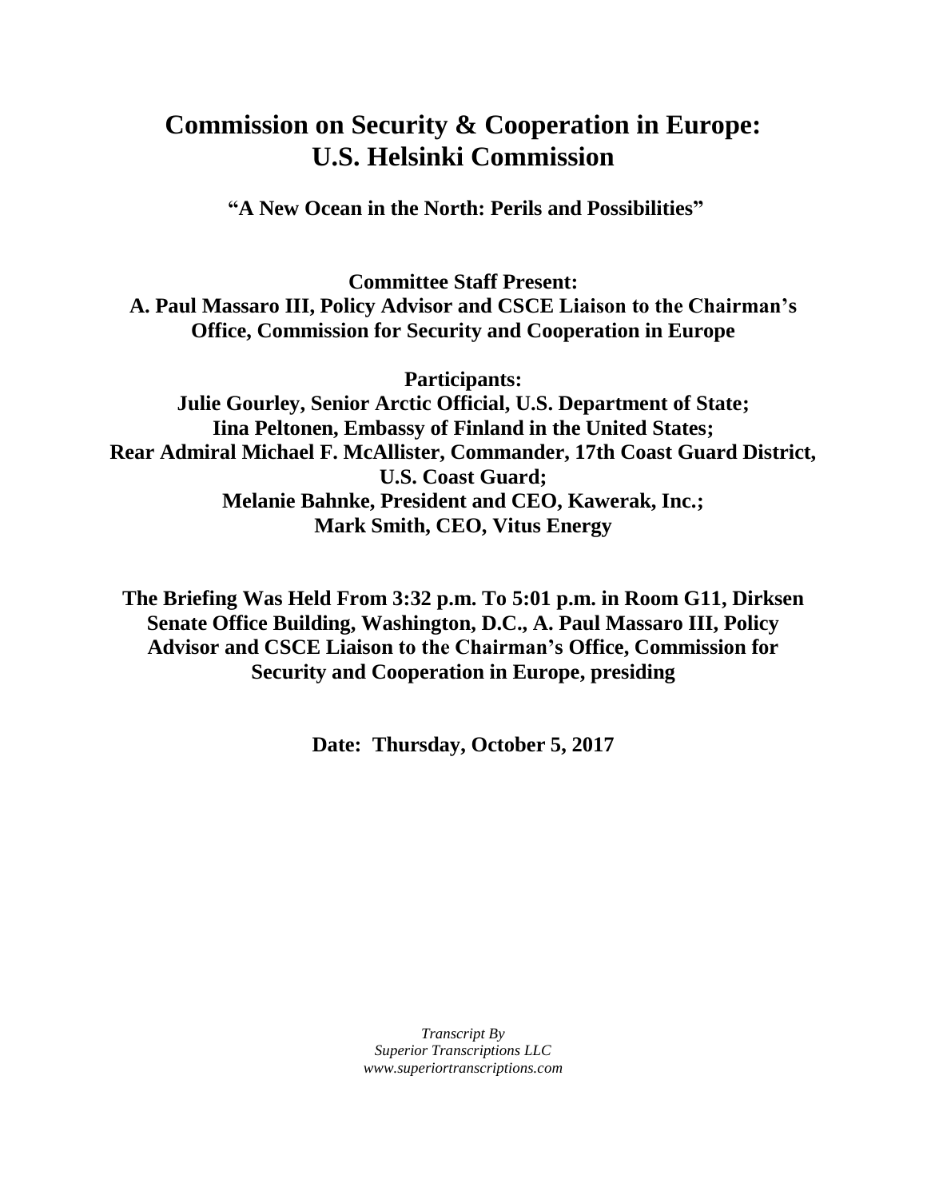# Commission on Security & Cooperation in Europe: U.S. Helsinki Commission

**"A New Ocean in the North: Perils and Possibilities"**

**Committee Staff Present:**
**A. Paul Massaro III, Policy Advisor and CSCE Liaison to the Chairman's Office, Commission for Security and Cooperation in Europe**

**Participants:**
**Julie Gourley, Senior Arctic Official, U.S. Department of State;**
**Iina Peltonen, Embassy of Finland in the United States;**
**Rear Admiral Michael F. McAllister, Commander, 17th Coast Guard District, U.S. Coast Guard;**
**Melanie Bahnke, President and CEO, Kawerak, Inc.;**
**Mark Smith, CEO, Vitus Energy**

**The Briefing Was Held From 3:32 p.m. To 5:01 p.m. in Room G11, Dirksen Senate Office Building, Washington, D.C., A. Paul Massaro III, Policy Advisor and CSCE Liaison to the Chairman's Office, Commission for Security and Cooperation in Europe, presiding**

**Date: Thursday, October 5, 2017**

*Transcript By*
*Superior Transcriptions LLC*
*www.superiortranscriptions.com*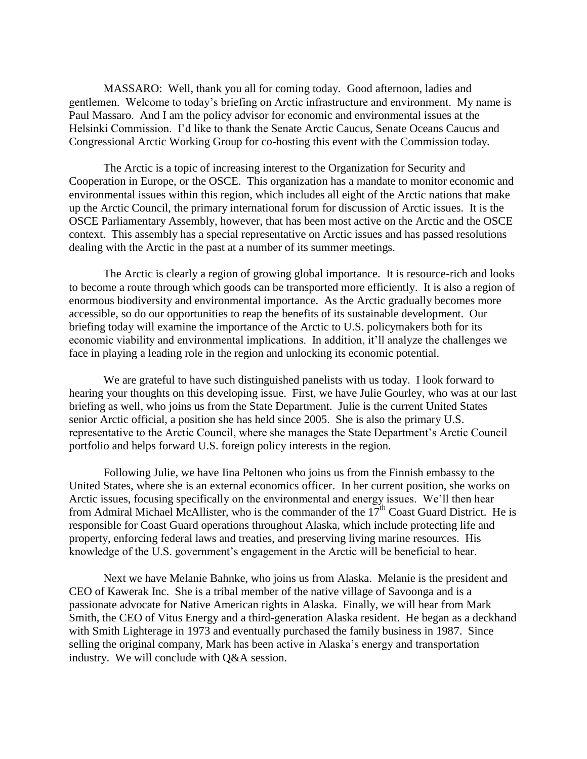MASSARO: Well, thank you all for coming today. Good afternoon, ladies and gentlemen. Welcome to today's briefing on Arctic infrastructure and environment. My name is Paul Massaro. And I am the policy advisor for economic and environmental issues at the Helsinki Commission. I'd like to thank the Senate Arctic Caucus, Senate Oceans Caucus and Congressional Arctic Working Group for co-hosting this event with the Commission today.

The Arctic is a topic of increasing interest to the Organization for Security and Cooperation in Europe, or the OSCE. This organization has a mandate to monitor economic and environmental issues within this region, which includes all eight of the Arctic nations that make up the Arctic Council, the primary international forum for discussion of Arctic issues. It is the OSCE Parliamentary Assembly, however, that has been most active on the Arctic and the OSCE context. This assembly has a special representative on Arctic issues and has passed resolutions dealing with the Arctic in the past at a number of its summer meetings.

The Arctic is clearly a region of growing global importance. It is resource-rich and looks to become a route through which goods can be transported more efficiently. It is also a region of enormous biodiversity and environmental importance. As the Arctic gradually becomes more accessible, so do our opportunities to reap the benefits of its sustainable development. Our briefing today will examine the importance of the Arctic to U.S. policymakers both for its economic viability and environmental implications. In addition, it'll analyze the challenges we face in playing a leading role in the region and unlocking its economic potential.

We are grateful to have such distinguished panelists with us today. I look forward to hearing your thoughts on this developing issue. First, we have Julie Gourley, who was at our last briefing as well, who joins us from the State Department. Julie is the current United States senior Arctic official, a position she has held since 2005. She is also the primary U.S. representative to the Arctic Council, where she manages the State Department's Arctic Council portfolio and helps forward U.S. foreign policy interests in the region.

Following Julie, we have Iina Peltonen who joins us from the Finnish embassy to the United States, where she is an external economics officer. In her current position, she works on Arctic issues, focusing specifically on the environmental and energy issues. We'll then hear from Admiral Michael McAllister, who is the commander of the 17th Coast Guard District. He is responsible for Coast Guard operations throughout Alaska, which include protecting life and property, enforcing federal laws and treaties, and preserving living marine resources. His knowledge of the U.S. government's engagement in the Arctic will be beneficial to hear.

Next we have Melanie Bahnke, who joins us from Alaska. Melanie is the president and CEO of Kawerak Inc. She is a tribal member of the native village of Savoonga and is a passionate advocate for Native American rights in Alaska. Finally, we will hear from Mark Smith, the CEO of Vitus Energy and a third-generation Alaska resident. He began as a deckhand with Smith Lighterage in 1973 and eventually purchased the family business in 1987. Since selling the original company, Mark has been active in Alaska's energy and transportation industry. We will conclude with Q&A session.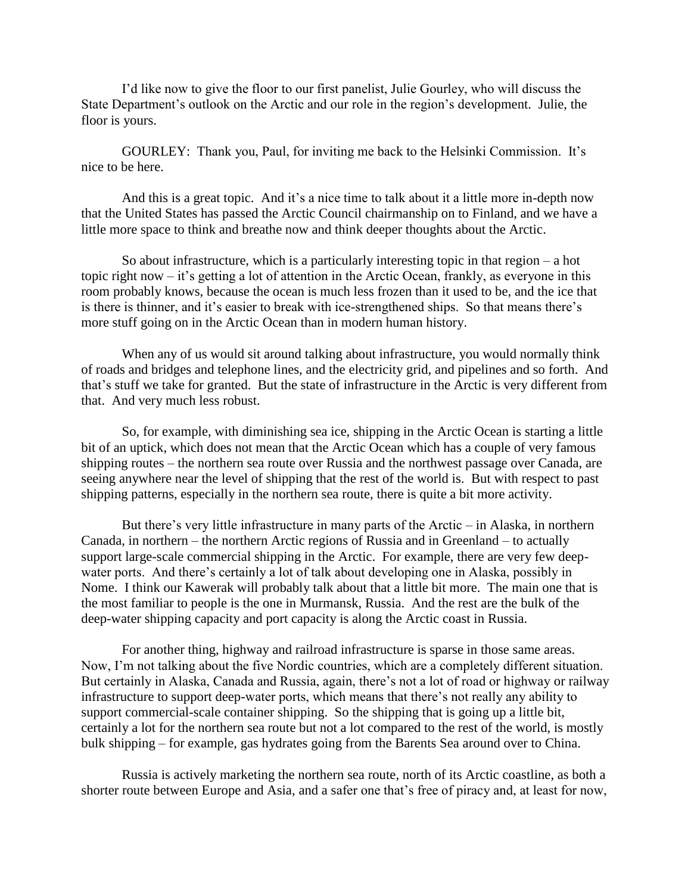I'd like now to give the floor to our first panelist, Julie Gourley, who will discuss the State Department's outlook on the Arctic and our role in the region's development. Julie, the floor is yours.

GOURLEY: Thank you, Paul, for inviting me back to the Helsinki Commission. It's nice to be here.

And this is a great topic. And it's a nice time to talk about it a little more in-depth now that the United States has passed the Arctic Council chairmanship on to Finland, and we have a little more space to think and breathe now and think deeper thoughts about the Arctic.

So about infrastructure, which is a particularly interesting topic in that region – a hot topic right now – it's getting a lot of attention in the Arctic Ocean, frankly, as everyone in this room probably knows, because the ocean is much less frozen than it used to be, and the ice that is there is thinner, and it's easier to break with ice-strengthened ships. So that means there's more stuff going on in the Arctic Ocean than in modern human history.

When any of us would sit around talking about infrastructure, you would normally think of roads and bridges and telephone lines, and the electricity grid, and pipelines and so forth. And that's stuff we take for granted. But the state of infrastructure in the Arctic is very different from that. And very much less robust.

So, for example, with diminishing sea ice, shipping in the Arctic Ocean is starting a little bit of an uptick, which does not mean that the Arctic Ocean which has a couple of very famous shipping routes – the northern sea route over Russia and the northwest passage over Canada, are seeing anywhere near the level of shipping that the rest of the world is. But with respect to past shipping patterns, especially in the northern sea route, there is quite a bit more activity.

But there's very little infrastructure in many parts of the Arctic – in Alaska, in northern Canada, in northern – the northern Arctic regions of Russia and in Greenland – to actually support large-scale commercial shipping in the Arctic. For example, there are very few deep-water ports. And there's certainly a lot of talk about developing one in Alaska, possibly in Nome. I think our Kawerak will probably talk about that a little bit more. The main one that is the most familiar to people is the one in Murmansk, Russia. And the rest are the bulk of the deep-water shipping capacity and port capacity is along the Arctic coast in Russia.

For another thing, highway and railroad infrastructure is sparse in those same areas. Now, I'm not talking about the five Nordic countries, which are a completely different situation. But certainly in Alaska, Canada and Russia, again, there's not a lot of road or highway or railway infrastructure to support deep-water ports, which means that there's not really any ability to support commercial-scale container shipping. So the shipping that is going up a little bit, certainly a lot for the northern sea route but not a lot compared to the rest of the world, is mostly bulk shipping – for example, gas hydrates going from the Barents Sea around over to China.

Russia is actively marketing the northern sea route, north of its Arctic coastline, as both a shorter route between Europe and Asia, and a safer one that's free of piracy and, at least for now,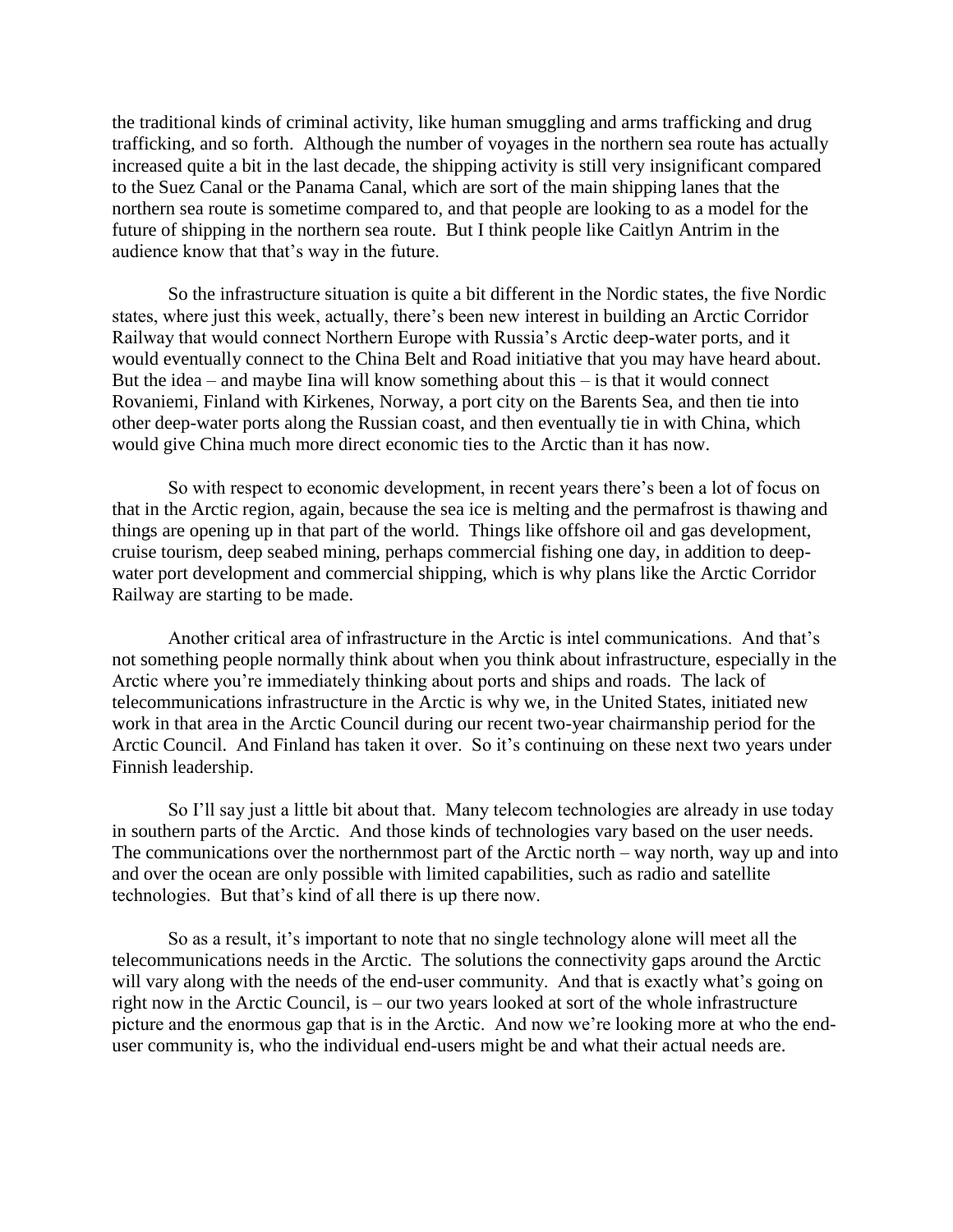the traditional kinds of criminal activity, like human smuggling and arms trafficking and drug trafficking, and so forth. Although the number of voyages in the northern sea route has actually increased quite a bit in the last decade, the shipping activity is still very insignificant compared to the Suez Canal or the Panama Canal, which are sort of the main shipping lanes that the northern sea route is sometime compared to, and that people are looking to as a model for the future of shipping in the northern sea route. But I think people like Caitlyn Antrim in the audience know that that's way in the future.

So the infrastructure situation is quite a bit different in the Nordic states, the five Nordic states, where just this week, actually, there's been new interest in building an Arctic Corridor Railway that would connect Northern Europe with Russia's Arctic deep-water ports, and it would eventually connect to the China Belt and Road initiative that you may have heard about. But the idea – and maybe Iina will know something about this – is that it would connect Rovaniemi, Finland with Kirkenes, Norway, a port city on the Barents Sea, and then tie into other deep-water ports along the Russian coast, and then eventually tie in with China, which would give China much more direct economic ties to the Arctic than it has now.

So with respect to economic development, in recent years there's been a lot of focus on that in the Arctic region, again, because the sea ice is melting and the permafrost is thawing and things are opening up in that part of the world. Things like offshore oil and gas development, cruise tourism, deep seabed mining, perhaps commercial fishing one day, in addition to deep-water port development and commercial shipping, which is why plans like the Arctic Corridor Railway are starting to be made.

Another critical area of infrastructure in the Arctic is intel communications. And that's not something people normally think about when you think about infrastructure, especially in the Arctic where you're immediately thinking about ports and ships and roads. The lack of telecommunications infrastructure in the Arctic is why we, in the United States, initiated new work in that area in the Arctic Council during our recent two-year chairmanship period for the Arctic Council. And Finland has taken it over. So it's continuing on these next two years under Finnish leadership.

So I'll say just a little bit about that. Many telecom technologies are already in use today in southern parts of the Arctic. And those kinds of technologies vary based on the user needs. The communications over the northernmost part of the Arctic north – way north, way up and into and over the ocean are only possible with limited capabilities, such as radio and satellite technologies. But that's kind of all there is up there now.

So as a result, it's important to note that no single technology alone will meet all the telecommunications needs in the Arctic. The solutions the connectivity gaps around the Arctic will vary along with the needs of the end-user community. And that is exactly what's going on right now in the Arctic Council, is – our two years looked at sort of the whole infrastructure picture and the enormous gap that is in the Arctic. And now we're looking more at who the end-user community is, who the individual end-users might be and what their actual needs are.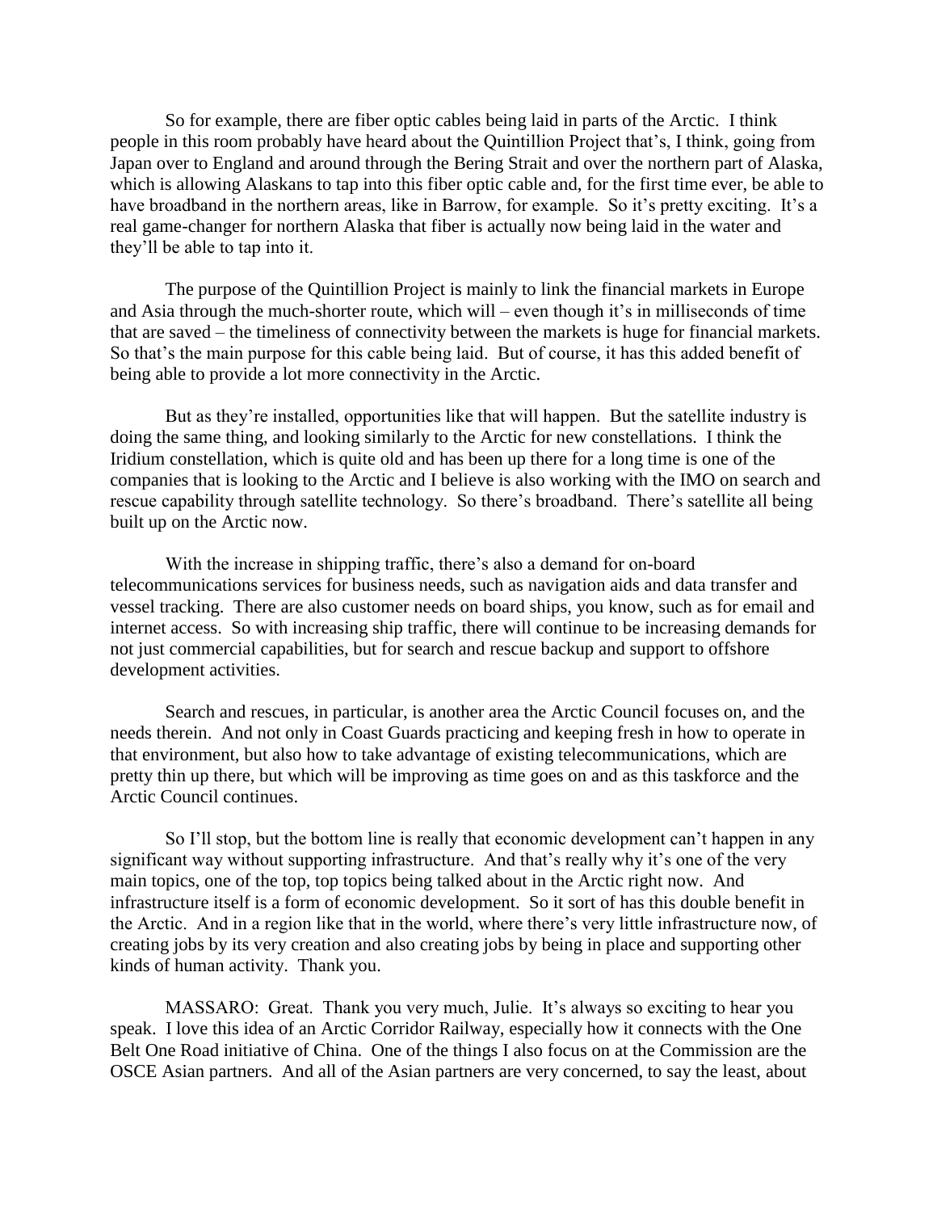So for example, there are fiber optic cables being laid in parts of the Arctic. I think people in this room probably have heard about the Quintillion Project that's, I think, going from Japan over to England and around through the Bering Strait and over the northern part of Alaska, which is allowing Alaskans to tap into this fiber optic cable and, for the first time ever, be able to have broadband in the northern areas, like in Barrow, for example. So it's pretty exciting. It's a real game-changer for northern Alaska that fiber is actually now being laid in the water and they'll be able to tap into it.

The purpose of the Quintillion Project is mainly to link the financial markets in Europe and Asia through the much-shorter route, which will – even though it's in milliseconds of time that are saved – the timeliness of connectivity between the markets is huge for financial markets. So that's the main purpose for this cable being laid. But of course, it has this added benefit of being able to provide a lot more connectivity in the Arctic.

But as they're installed, opportunities like that will happen. But the satellite industry is doing the same thing, and looking similarly to the Arctic for new constellations. I think the Iridium constellation, which is quite old and has been up there for a long time is one of the companies that is looking to the Arctic and I believe is also working with the IMO on search and rescue capability through satellite technology. So there's broadband. There's satellite all being built up on the Arctic now.

With the increase in shipping traffic, there's also a demand for on-board telecommunications services for business needs, such as navigation aids and data transfer and vessel tracking. There are also customer needs on board ships, you know, such as for email and internet access. So with increasing ship traffic, there will continue to be increasing demands for not just commercial capabilities, but for search and rescue backup and support to offshore development activities.

Search and rescues, in particular, is another area the Arctic Council focuses on, and the needs therein. And not only in Coast Guards practicing and keeping fresh in how to operate in that environment, but also how to take advantage of existing telecommunications, which are pretty thin up there, but which will be improving as time goes on and as this taskforce and the Arctic Council continues.

So I'll stop, but the bottom line is really that economic development can't happen in any significant way without supporting infrastructure. And that's really why it's one of the very main topics, one of the top, top topics being talked about in the Arctic right now. And infrastructure itself is a form of economic development. So it sort of has this double benefit in the Arctic. And in a region like that in the world, where there's very little infrastructure now, of creating jobs by its very creation and also creating jobs by being in place and supporting other kinds of human activity. Thank you.

MASSARO: Great. Thank you very much, Julie. It's always so exciting to hear you speak. I love this idea of an Arctic Corridor Railway, especially how it connects with the One Belt One Road initiative of China. One of the things I also focus on at the Commission are the OSCE Asian partners. And all of the Asian partners are very concerned, to say the least, about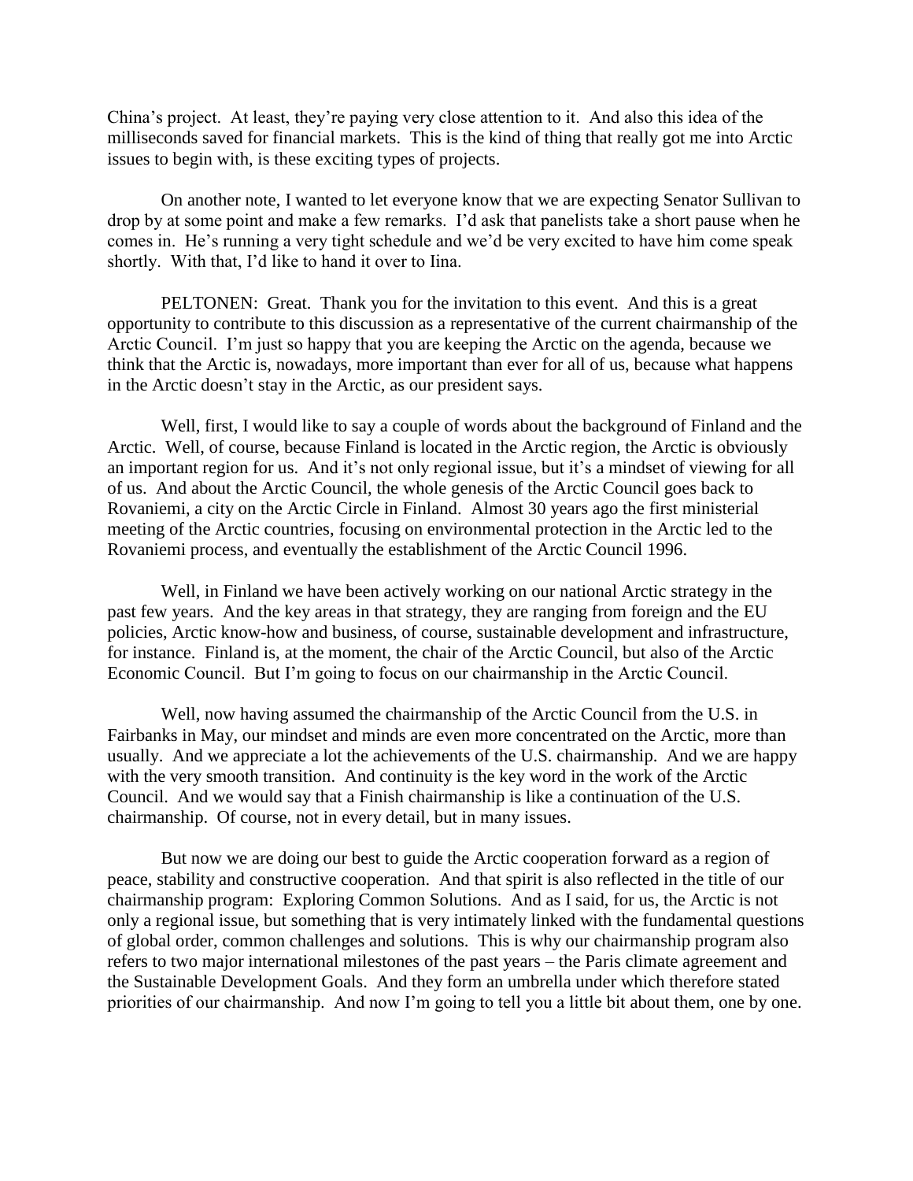China's project. At least, they're paying very close attention to it. And also this idea of the milliseconds saved for financial markets. This is the kind of thing that really got me into Arctic issues to begin with, is these exciting types of projects.

On another note, I wanted to let everyone know that we are expecting Senator Sullivan to drop by at some point and make a few remarks. I'd ask that panelists take a short pause when he comes in. He's running a very tight schedule and we'd be very excited to have him come speak shortly. With that, I'd like to hand it over to Iina.

PELTONEN: Great. Thank you for the invitation to this event. And this is a great opportunity to contribute to this discussion as a representative of the current chairmanship of the Arctic Council. I'm just so happy that you are keeping the Arctic on the agenda, because we think that the Arctic is, nowadays, more important than ever for all of us, because what happens in the Arctic doesn't stay in the Arctic, as our president says.

Well, first, I would like to say a couple of words about the background of Finland and the Arctic. Well, of course, because Finland is located in the Arctic region, the Arctic is obviously an important region for us. And it's not only regional issue, but it's a mindset of viewing for all of us. And about the Arctic Council, the whole genesis of the Arctic Council goes back to Rovaniemi, a city on the Arctic Circle in Finland. Almost 30 years ago the first ministerial meeting of the Arctic countries, focusing on environmental protection in the Arctic led to the Rovaniemi process, and eventually the establishment of the Arctic Council 1996.

Well, in Finland we have been actively working on our national Arctic strategy in the past few years. And the key areas in that strategy, they are ranging from foreign and the EU policies, Arctic know-how and business, of course, sustainable development and infrastructure, for instance. Finland is, at the moment, the chair of the Arctic Council, but also of the Arctic Economic Council. But I'm going to focus on our chairmanship in the Arctic Council.

Well, now having assumed the chairmanship of the Arctic Council from the U.S. in Fairbanks in May, our mindset and minds are even more concentrated on the Arctic, more than usually. And we appreciate a lot the achievements of the U.S. chairmanship. And we are happy with the very smooth transition. And continuity is the key word in the work of the Arctic Council. And we would say that a Finish chairmanship is like a continuation of the U.S. chairmanship. Of course, not in every detail, but in many issues.

But now we are doing our best to guide the Arctic cooperation forward as a region of peace, stability and constructive cooperation. And that spirit is also reflected in the title of our chairmanship program: Exploring Common Solutions. And as I said, for us, the Arctic is not only a regional issue, but something that is very intimately linked with the fundamental questions of global order, common challenges and solutions. This is why our chairmanship program also refers to two major international milestones of the past years – the Paris climate agreement and the Sustainable Development Goals. And they form an umbrella under which therefore stated priorities of our chairmanship. And now I'm going to tell you a little bit about them, one by one.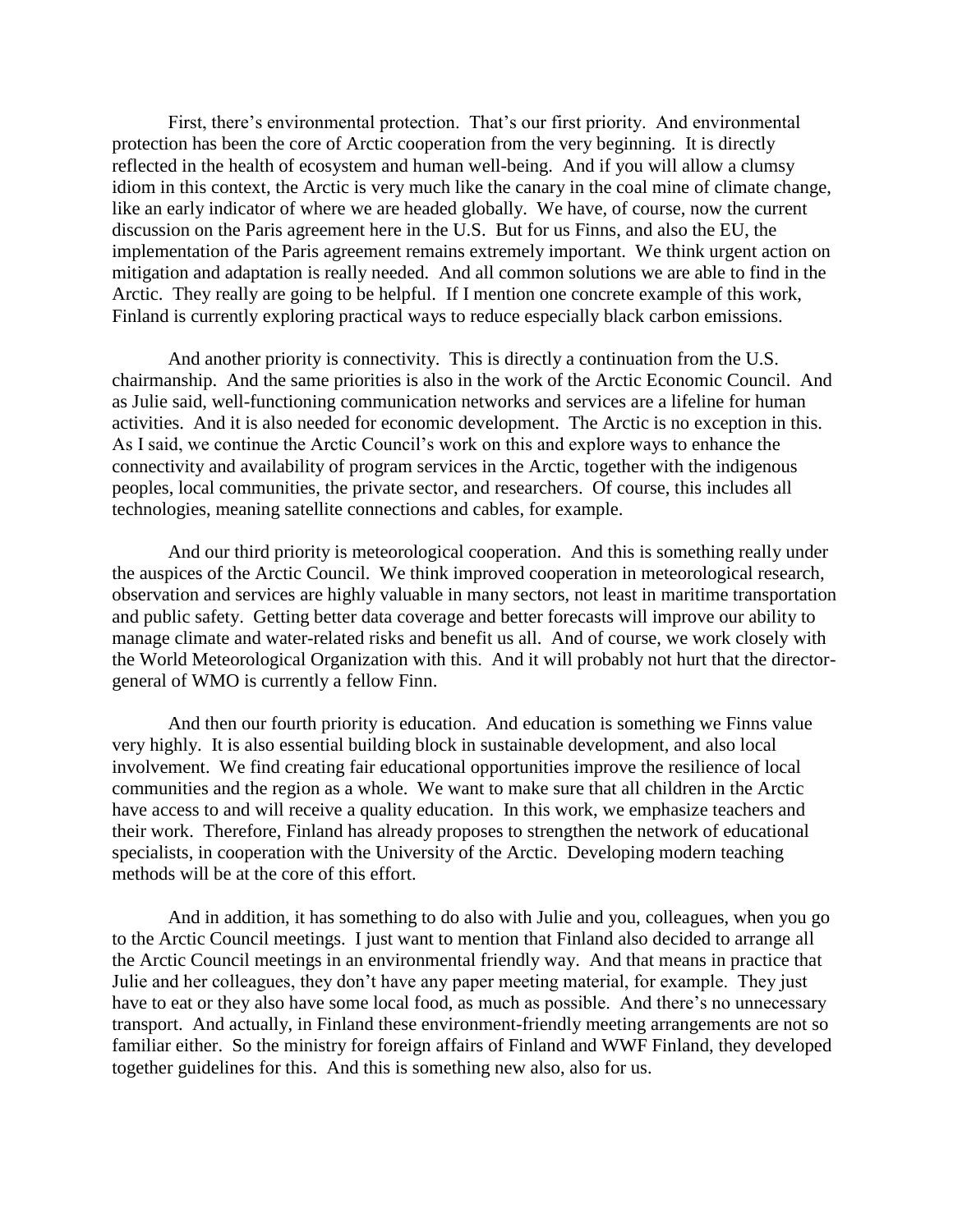First, there's environmental protection. That's our first priority. And environmental protection has been the core of Arctic cooperation from the very beginning. It is directly reflected in the health of ecosystem and human well-being. And if you will allow a clumsy idiom in this context, the Arctic is very much like the canary in the coal mine of climate change, like an early indicator of where we are headed globally. We have, of course, now the current discussion on the Paris agreement here in the U.S. But for us Finns, and also the EU, the implementation of the Paris agreement remains extremely important. We think urgent action on mitigation and adaptation is really needed. And all common solutions we are able to find in the Arctic. They really are going to be helpful. If I mention one concrete example of this work, Finland is currently exploring practical ways to reduce especially black carbon emissions.

And another priority is connectivity. This is directly a continuation from the U.S. chairmanship. And the same priorities is also in the work of the Arctic Economic Council. And as Julie said, well-functioning communication networks and services are a lifeline for human activities. And it is also needed for economic development. The Arctic is no exception in this. As I said, we continue the Arctic Council's work on this and explore ways to enhance the connectivity and availability of program services in the Arctic, together with the indigenous peoples, local communities, the private sector, and researchers. Of course, this includes all technologies, meaning satellite connections and cables, for example.

And our third priority is meteorological cooperation. And this is something really under the auspices of the Arctic Council. We think improved cooperation in meteorological research, observation and services are highly valuable in many sectors, not least in maritime transportation and public safety. Getting better data coverage and better forecasts will improve our ability to manage climate and water-related risks and benefit us all. And of course, we work closely with the World Meteorological Organization with this. And it will probably not hurt that the director-general of WMO is currently a fellow Finn.

And then our fourth priority is education. And education is something we Finns value very highly. It is also essential building block in sustainable development, and also local involvement. We find creating fair educational opportunities improve the resilience of local communities and the region as a whole. We want to make sure that all children in the Arctic have access to and will receive a quality education. In this work, we emphasize teachers and their work. Therefore, Finland has already proposes to strengthen the network of educational specialists, in cooperation with the University of the Arctic. Developing modern teaching methods will be at the core of this effort.

And in addition, it has something to do also with Julie and you, colleagues, when you go to the Arctic Council meetings. I just want to mention that Finland also decided to arrange all the Arctic Council meetings in an environmental friendly way. And that means in practice that Julie and her colleagues, they don't have any paper meeting material, for example. They just have to eat or they also have some local food, as much as possible. And there's no unnecessary transport. And actually, in Finland these environment-friendly meeting arrangements are not so familiar either. So the ministry for foreign affairs of Finland and WWF Finland, they developed together guidelines for this. And this is something new also, also for us.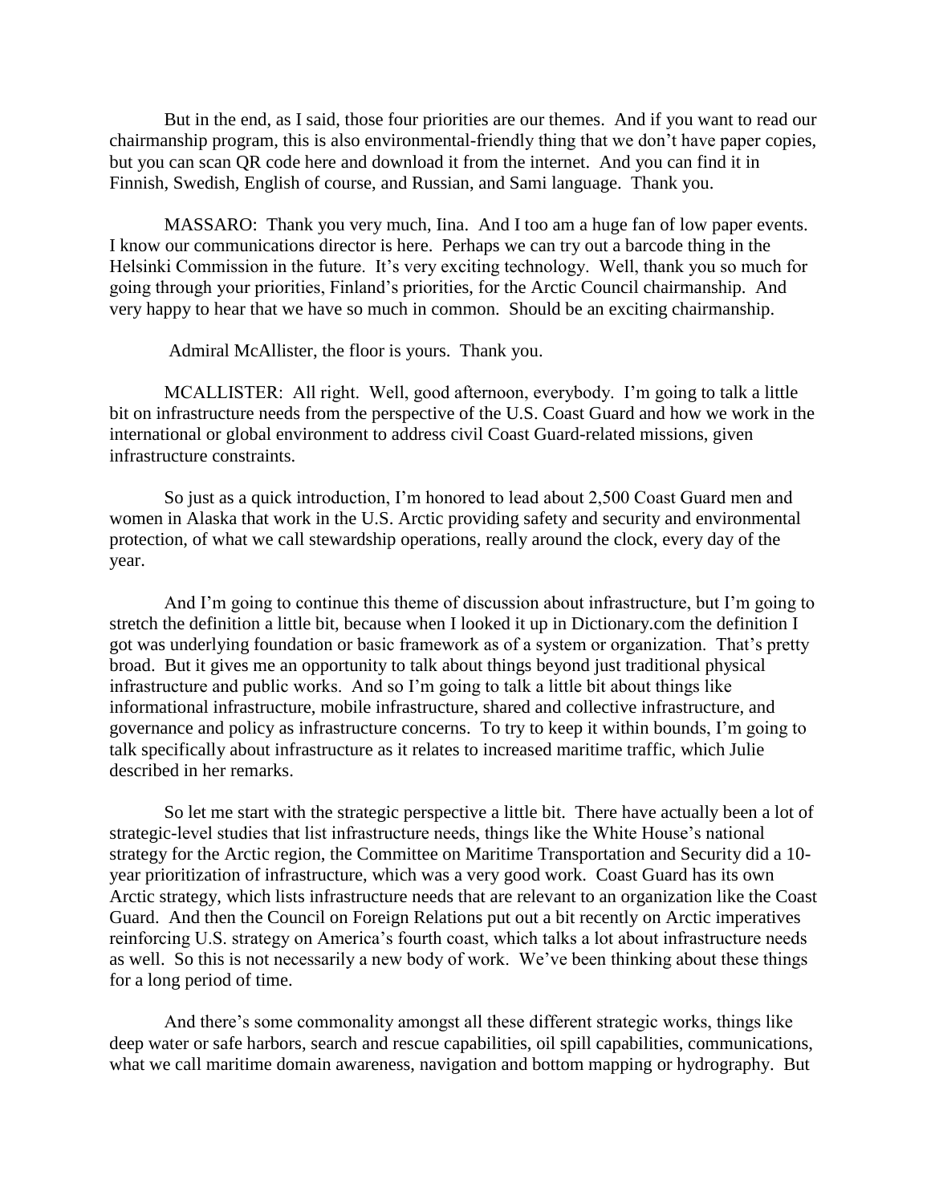But in the end, as I said, those four priorities are our themes. And if you want to read our chairmanship program, this is also environmental-friendly thing that we don't have paper copies, but you can scan QR code here and download it from the internet. And you can find it in Finnish, Swedish, English of course, and Russian, and Sami language. Thank you.

MASSARO: Thank you very much, Iina. And I too am a huge fan of low paper events. I know our communications director is here. Perhaps we can try out a barcode thing in the Helsinki Commission in the future. It's very exciting technology. Well, thank you so much for going through your priorities, Finland's priorities, for the Arctic Council chairmanship. And very happy to hear that we have so much in common. Should be an exciting chairmanship.

Admiral McAllister, the floor is yours. Thank you.

MCALLISTER: All right. Well, good afternoon, everybody. I'm going to talk a little bit on infrastructure needs from the perspective of the U.S. Coast Guard and how we work in the international or global environment to address civil Coast Guard-related missions, given infrastructure constraints.

So just as a quick introduction, I'm honored to lead about 2,500 Coast Guard men and women in Alaska that work in the U.S. Arctic providing safety and security and environmental protection, of what we call stewardship operations, really around the clock, every day of the year.

And I'm going to continue this theme of discussion about infrastructure, but I'm going to stretch the definition a little bit, because when I looked it up in Dictionary.com the definition I got was underlying foundation or basic framework as of a system or organization. That's pretty broad. But it gives me an opportunity to talk about things beyond just traditional physical infrastructure and public works. And so I'm going to talk a little bit about things like informational infrastructure, mobile infrastructure, shared and collective infrastructure, and governance and policy as infrastructure concerns. To try to keep it within bounds, I'm going to talk specifically about infrastructure as it relates to increased maritime traffic, which Julie described in her remarks.

So let me start with the strategic perspective a little bit. There have actually been a lot of strategic-level studies that list infrastructure needs, things like the White House's national strategy for the Arctic region, the Committee on Maritime Transportation and Security did a 10-year prioritization of infrastructure, which was a very good work. Coast Guard has its own Arctic strategy, which lists infrastructure needs that are relevant to an organization like the Coast Guard. And then the Council on Foreign Relations put out a bit recently on Arctic imperatives reinforcing U.S. strategy on America's fourth coast, which talks a lot about infrastructure needs as well. So this is not necessarily a new body of work. We've been thinking about these things for a long period of time.

And there's some commonality amongst all these different strategic works, things like deep water or safe harbors, search and rescue capabilities, oil spill capabilities, communications, what we call maritime domain awareness, navigation and bottom mapping or hydrography. But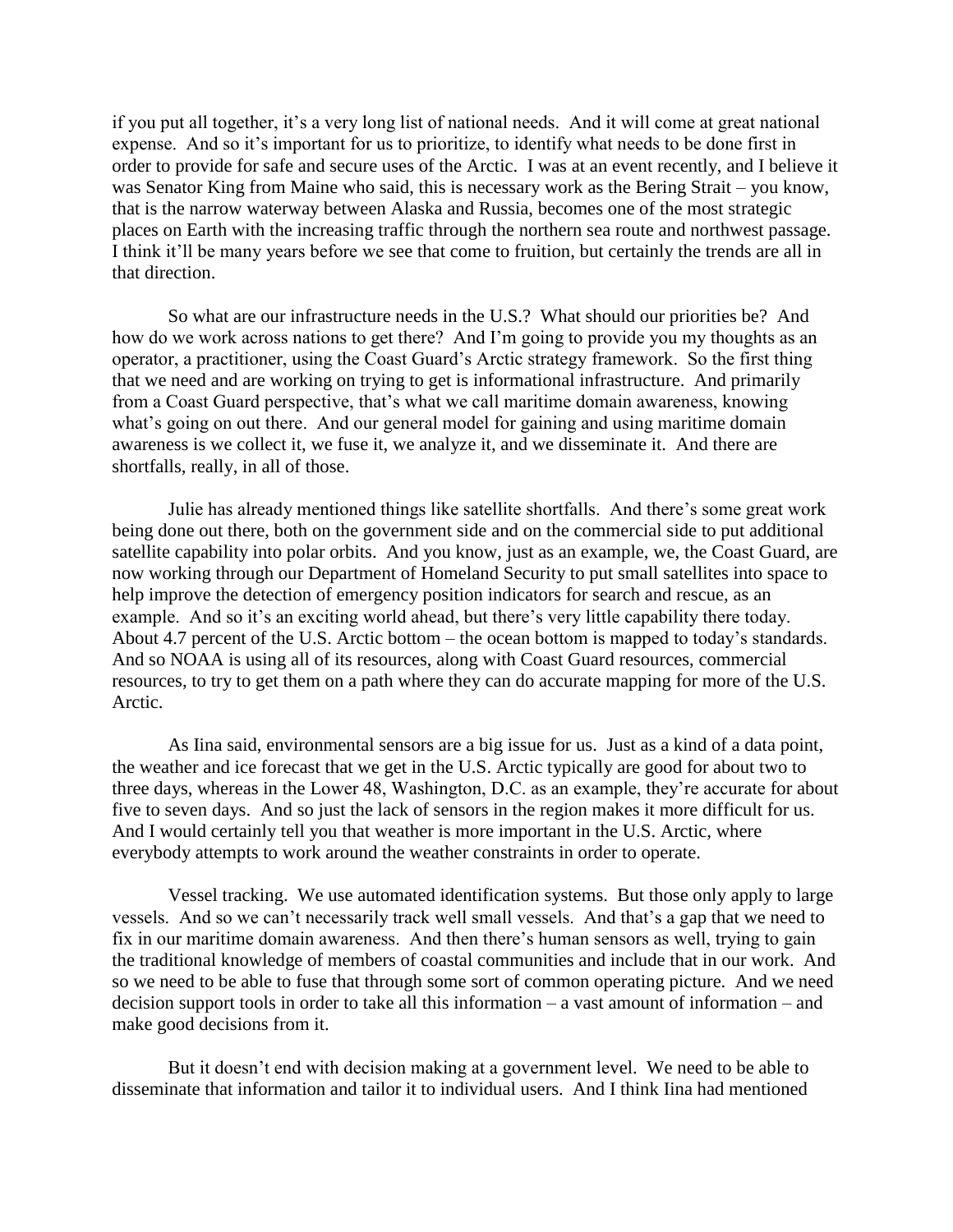if you put all together, it's a very long list of national needs. And it will come at great national expense. And so it's important for us to prioritize, to identify what needs to be done first in order to provide for safe and secure uses of the Arctic. I was at an event recently, and I believe it was Senator King from Maine who said, this is necessary work as the Bering Strait – you know, that is the narrow waterway between Alaska and Russia, becomes one of the most strategic places on Earth with the increasing traffic through the northern sea route and northwest passage. I think it'll be many years before we see that come to fruition, but certainly the trends are all in that direction.

So what are our infrastructure needs in the U.S.? What should our priorities be? And how do we work across nations to get there? And I'm going to provide you my thoughts as an operator, a practitioner, using the Coast Guard's Arctic strategy framework. So the first thing that we need and are working on trying to get is informational infrastructure. And primarily from a Coast Guard perspective, that's what we call maritime domain awareness, knowing what's going on out there. And our general model for gaining and using maritime domain awareness is we collect it, we fuse it, we analyze it, and we disseminate it. And there are shortfalls, really, in all of those.

Julie has already mentioned things like satellite shortfalls. And there's some great work being done out there, both on the government side and on the commercial side to put additional satellite capability into polar orbits. And you know, just as an example, we, the Coast Guard, are now working through our Department of Homeland Security to put small satellites into space to help improve the detection of emergency position indicators for search and rescue, as an example. And so it's an exciting world ahead, but there's very little capability there today. About 4.7 percent of the U.S. Arctic bottom – the ocean bottom is mapped to today's standards. And so NOAA is using all of its resources, along with Coast Guard resources, commercial resources, to try to get them on a path where they can do accurate mapping for more of the U.S. Arctic.

As Iina said, environmental sensors are a big issue for us. Just as a kind of a data point, the weather and ice forecast that we get in the U.S. Arctic typically are good for about two to three days, whereas in the Lower 48, Washington, D.C. as an example, they're accurate for about five to seven days. And so just the lack of sensors in the region makes it more difficult for us. And I would certainly tell you that weather is more important in the U.S. Arctic, where everybody attempts to work around the weather constraints in order to operate.

Vessel tracking. We use automated identification systems. But those only apply to large vessels. And so we can't necessarily track well small vessels. And that's a gap that we need to fix in our maritime domain awareness. And then there's human sensors as well, trying to gain the traditional knowledge of members of coastal communities and include that in our work. And so we need to be able to fuse that through some sort of common operating picture. And we need decision support tools in order to take all this information – a vast amount of information – and make good decisions from it.

But it doesn't end with decision making at a government level. We need to be able to disseminate that information and tailor it to individual users. And I think Iina had mentioned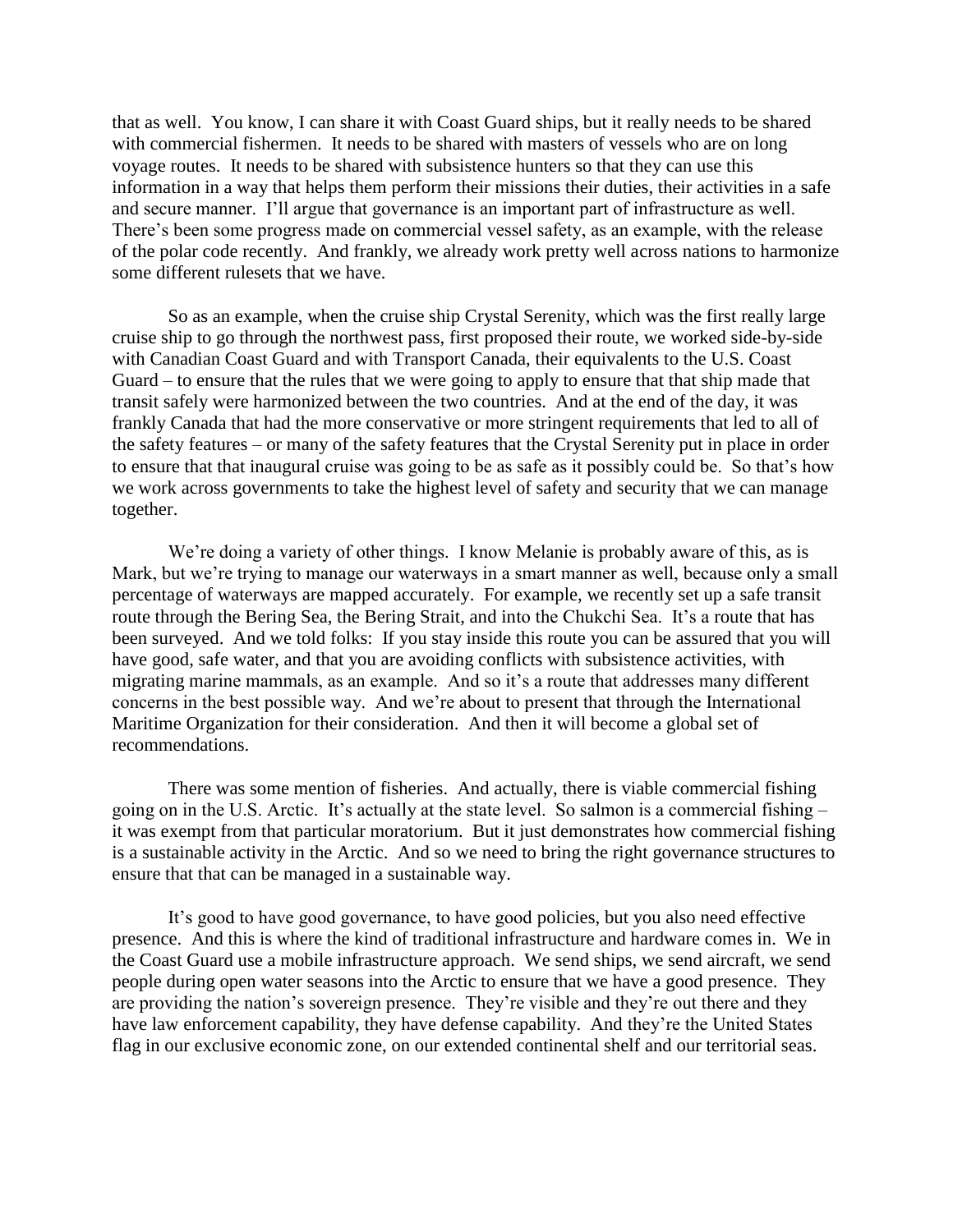that as well. You know, I can share it with Coast Guard ships, but it really needs to be shared with commercial fishermen. It needs to be shared with masters of vessels who are on long voyage routes. It needs to be shared with subsistence hunters so that they can use this information in a way that helps them perform their missions their duties, their activities in a safe and secure manner. I'll argue that governance is an important part of infrastructure as well. There's been some progress made on commercial vessel safety, as an example, with the release of the polar code recently. And frankly, we already work pretty well across nations to harmonize some different rulesets that we have.

So as an example, when the cruise ship Crystal Serenity, which was the first really large cruise ship to go through the northwest pass, first proposed their route, we worked side-by-side with Canadian Coast Guard and with Transport Canada, their equivalents to the U.S. Coast Guard – to ensure that the rules that we were going to apply to ensure that that ship made that transit safely were harmonized between the two countries. And at the end of the day, it was frankly Canada that had the more conservative or more stringent requirements that led to all of the safety features – or many of the safety features that the Crystal Serenity put in place in order to ensure that that inaugural cruise was going to be as safe as it possibly could be. So that's how we work across governments to take the highest level of safety and security that we can manage together.

We're doing a variety of other things. I know Melanie is probably aware of this, as is Mark, but we're trying to manage our waterways in a smart manner as well, because only a small percentage of waterways are mapped accurately. For example, we recently set up a safe transit route through the Bering Sea, the Bering Strait, and into the Chukchi Sea. It's a route that has been surveyed. And we told folks: If you stay inside this route you can be assured that you will have good, safe water, and that you are avoiding conflicts with subsistence activities, with migrating marine mammals, as an example. And so it's a route that addresses many different concerns in the best possible way. And we're about to present that through the International Maritime Organization for their consideration. And then it will become a global set of recommendations.

There was some mention of fisheries. And actually, there is viable commercial fishing going on in the U.S. Arctic. It's actually at the state level. So salmon is a commercial fishing – it was exempt from that particular moratorium. But it just demonstrates how commercial fishing is a sustainable activity in the Arctic. And so we need to bring the right governance structures to ensure that that can be managed in a sustainable way.

It's good to have good governance, to have good policies, but you also need effective presence. And this is where the kind of traditional infrastructure and hardware comes in. We in the Coast Guard use a mobile infrastructure approach. We send ships, we send aircraft, we send people during open water seasons into the Arctic to ensure that we have a good presence. They are providing the nation's sovereign presence. They're visible and they're out there and they have law enforcement capability, they have defense capability. And they're the United States flag in our exclusive economic zone, on our extended continental shelf and our territorial seas.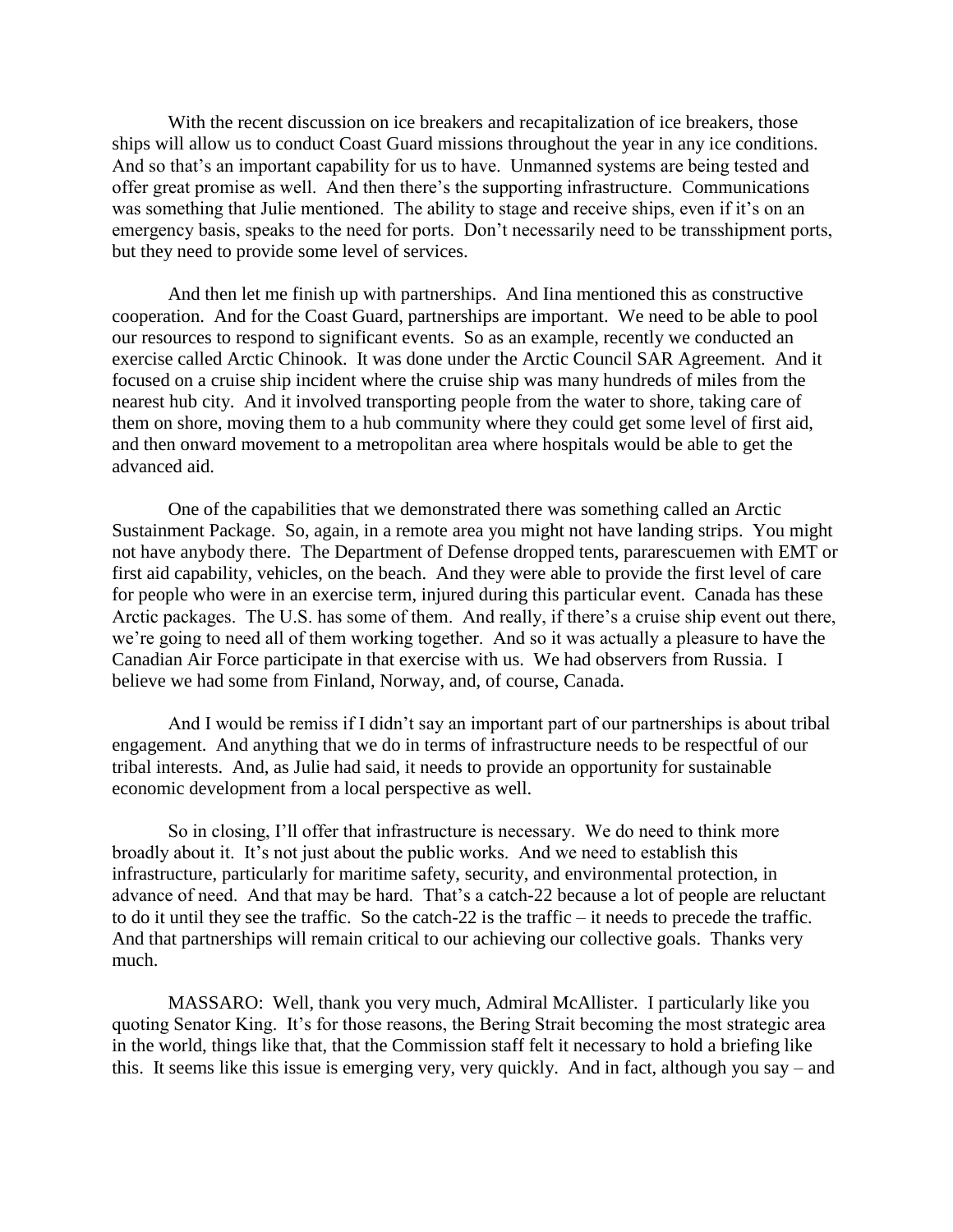With the recent discussion on ice breakers and recapitalization of ice breakers, those ships will allow us to conduct Coast Guard missions throughout the year in any ice conditions. And so that's an important capability for us to have. Unmanned systems are being tested and offer great promise as well. And then there's the supporting infrastructure. Communications was something that Julie mentioned. The ability to stage and receive ships, even if it's on an emergency basis, speaks to the need for ports. Don't necessarily need to be transshipment ports, but they need to provide some level of services.

And then let me finish up with partnerships. And Iina mentioned this as constructive cooperation. And for the Coast Guard, partnerships are important. We need to be able to pool our resources to respond to significant events. So as an example, recently we conducted an exercise called Arctic Chinook. It was done under the Arctic Council SAR Agreement. And it focused on a cruise ship incident where the cruise ship was many hundreds of miles from the nearest hub city. And it involved transporting people from the water to shore, taking care of them on shore, moving them to a hub community where they could get some level of first aid, and then onward movement to a metropolitan area where hospitals would be able to get the advanced aid.

One of the capabilities that we demonstrated there was something called an Arctic Sustainment Package. So, again, in a remote area you might not have landing strips. You might not have anybody there. The Department of Defense dropped tents, pararescuemen with EMT or first aid capability, vehicles, on the beach. And they were able to provide the first level of care for people who were in an exercise term, injured during this particular event. Canada has these Arctic packages. The U.S. has some of them. And really, if there's a cruise ship event out there, we're going to need all of them working together. And so it was actually a pleasure to have the Canadian Air Force participate in that exercise with us. We had observers from Russia. I believe we had some from Finland, Norway, and, of course, Canada.

And I would be remiss if I didn't say an important part of our partnerships is about tribal engagement. And anything that we do in terms of infrastructure needs to be respectful of our tribal interests. And, as Julie had said, it needs to provide an opportunity for sustainable economic development from a local perspective as well.

So in closing, I'll offer that infrastructure is necessary. We do need to think more broadly about it. It's not just about the public works. And we need to establish this infrastructure, particularly for maritime safety, security, and environmental protection, in advance of need. And that may be hard. That's a catch-22 because a lot of people are reluctant to do it until they see the traffic. So the catch-22 is the traffic – it needs to precede the traffic. And that partnerships will remain critical to our achieving our collective goals. Thanks very much.

MASSARO: Well, thank you very much, Admiral McAllister. I particularly like you quoting Senator King. It's for those reasons, the Bering Strait becoming the most strategic area in the world, things like that, that the Commission staff felt it necessary to hold a briefing like this. It seems like this issue is emerging very, very quickly. And in fact, although you say – and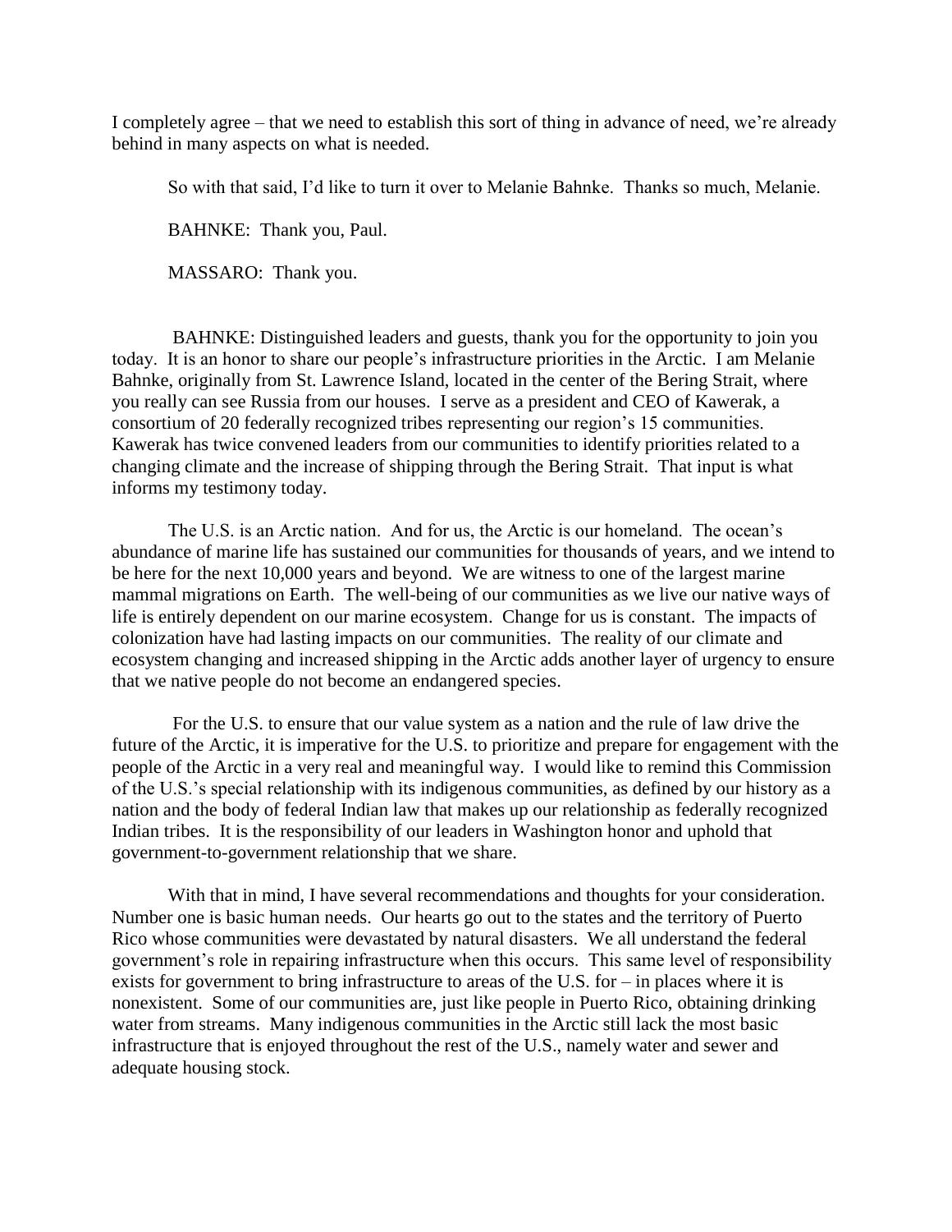I completely agree – that we need to establish this sort of thing in advance of need, we're already behind in many aspects on what is needed.

So with that said, I'd like to turn it over to Melanie Bahnke. Thanks so much, Melanie.

BAHNKE: Thank you, Paul.

MASSARO: Thank you.

BAHNKE: Distinguished leaders and guests, thank you for the opportunity to join you today. It is an honor to share our people's infrastructure priorities in the Arctic. I am Melanie Bahnke, originally from St. Lawrence Island, located in the center of the Bering Strait, where you really can see Russia from our houses. I serve as a president and CEO of Kawerak, a consortium of 20 federally recognized tribes representing our region's 15 communities. Kawerak has twice convened leaders from our communities to identify priorities related to a changing climate and the increase of shipping through the Bering Strait. That input is what informs my testimony today.

The U.S. is an Arctic nation. And for us, the Arctic is our homeland. The ocean's abundance of marine life has sustained our communities for thousands of years, and we intend to be here for the next 10,000 years and beyond. We are witness to one of the largest marine mammal migrations on Earth. The well-being of our communities as we live our native ways of life is entirely dependent on our marine ecosystem. Change for us is constant. The impacts of colonization have had lasting impacts on our communities. The reality of our climate and ecosystem changing and increased shipping in the Arctic adds another layer of urgency to ensure that we native people do not become an endangered species.

For the U.S. to ensure that our value system as a nation and the rule of law drive the future of the Arctic, it is imperative for the U.S. to prioritize and prepare for engagement with the people of the Arctic in a very real and meaningful way. I would like to remind this Commission of the U.S.'s special relationship with its indigenous communities, as defined by our history as a nation and the body of federal Indian law that makes up our relationship as federally recognized Indian tribes. It is the responsibility of our leaders in Washington honor and uphold that government-to-government relationship that we share.

With that in mind, I have several recommendations and thoughts for your consideration. Number one is basic human needs. Our hearts go out to the states and the territory of Puerto Rico whose communities were devastated by natural disasters. We all understand the federal government's role in repairing infrastructure when this occurs. This same level of responsibility exists for government to bring infrastructure to areas of the U.S. for – in places where it is nonexistent. Some of our communities are, just like people in Puerto Rico, obtaining drinking water from streams. Many indigenous communities in the Arctic still lack the most basic infrastructure that is enjoyed throughout the rest of the U.S., namely water and sewer and adequate housing stock.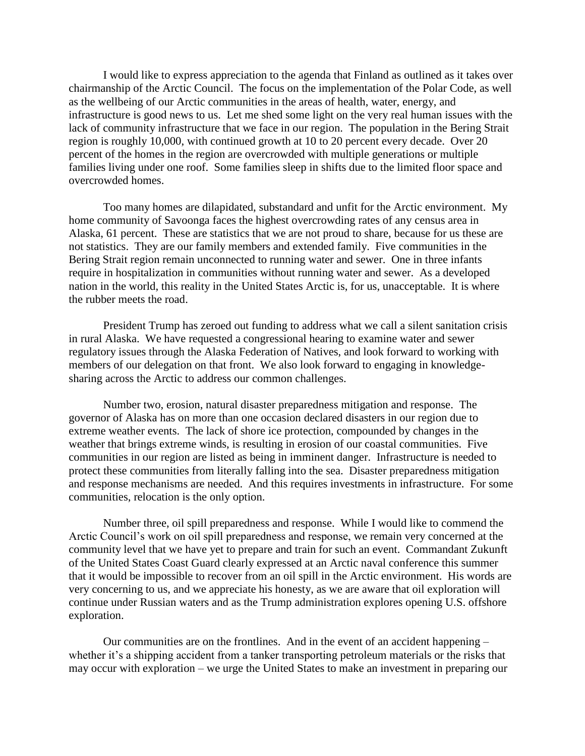I would like to express appreciation to the agenda that Finland as outlined as it takes over chairmanship of the Arctic Council. The focus on the implementation of the Polar Code, as well as the wellbeing of our Arctic communities in the areas of health, water, energy, and infrastructure is good news to us. Let me shed some light on the very real human issues with the lack of community infrastructure that we face in our region. The population in the Bering Strait region is roughly 10,000, with continued growth at 10 to 20 percent every decade. Over 20 percent of the homes in the region are overcrowded with multiple generations or multiple families living under one roof. Some families sleep in shifts due to the limited floor space and overcrowded homes.

Too many homes are dilapidated, substandard and unfit for the Arctic environment. My home community of Savoonga faces the highest overcrowding rates of any census area in Alaska, 61 percent. These are statistics that we are not proud to share, because for us these are not statistics. They are our family members and extended family. Five communities in the Bering Strait region remain unconnected to running water and sewer. One in three infants require in hospitalization in communities without running water and sewer. As a developed nation in the world, this reality in the United States Arctic is, for us, unacceptable. It is where the rubber meets the road.

President Trump has zeroed out funding to address what we call a silent sanitation crisis in rural Alaska. We have requested a congressional hearing to examine water and sewer regulatory issues through the Alaska Federation of Natives, and look forward to working with members of our delegation on that front. We also look forward to engaging in knowledge-sharing across the Arctic to address our common challenges.

Number two, erosion, natural disaster preparedness mitigation and response. The governor of Alaska has on more than one occasion declared disasters in our region due to extreme weather events. The lack of shore ice protection, compounded by changes in the weather that brings extreme winds, is resulting in erosion of our coastal communities. Five communities in our region are listed as being in imminent danger. Infrastructure is needed to protect these communities from literally falling into the sea. Disaster preparedness mitigation and response mechanisms are needed. And this requires investments in infrastructure. For some communities, relocation is the only option.

Number three, oil spill preparedness and response. While I would like to commend the Arctic Council's work on oil spill preparedness and response, we remain very concerned at the community level that we have yet to prepare and train for such an event. Commandant Zukunft of the United States Coast Guard clearly expressed at an Arctic naval conference this summer that it would be impossible to recover from an oil spill in the Arctic environment. His words are very concerning to us, and we appreciate his honesty, as we are aware that oil exploration will continue under Russian waters and as the Trump administration explores opening U.S. offshore exploration.

Our communities are on the frontlines. And in the event of an accident happening – whether it's a shipping accident from a tanker transporting petroleum materials or the risks that may occur with exploration – we urge the United States to make an investment in preparing our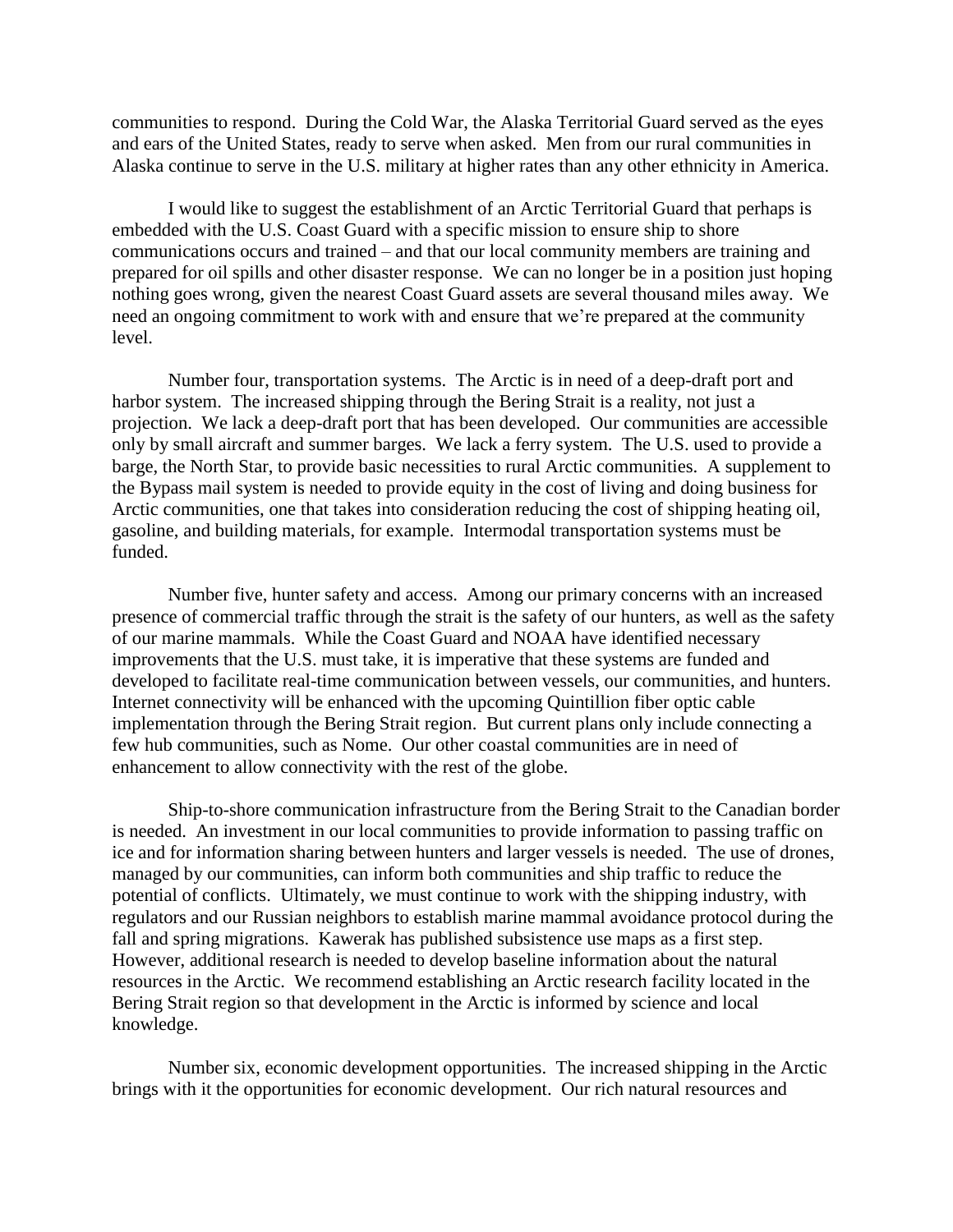communities to respond. During the Cold War, the Alaska Territorial Guard served as the eyes and ears of the United States, ready to serve when asked. Men from our rural communities in Alaska continue to serve in the U.S. military at higher rates than any other ethnicity in America.

I would like to suggest the establishment of an Arctic Territorial Guard that perhaps is embedded with the U.S. Coast Guard with a specific mission to ensure ship to shore communications occurs and trained – and that our local community members are training and prepared for oil spills and other disaster response. We can no longer be in a position just hoping nothing goes wrong, given the nearest Coast Guard assets are several thousand miles away. We need an ongoing commitment to work with and ensure that we're prepared at the community level.

Number four, transportation systems. The Arctic is in need of a deep-draft port and harbor system. The increased shipping through the Bering Strait is a reality, not just a projection. We lack a deep-draft port that has been developed. Our communities are accessible only by small aircraft and summer barges. We lack a ferry system. The U.S. used to provide a barge, the North Star, to provide basic necessities to rural Arctic communities. A supplement to the Bypass mail system is needed to provide equity in the cost of living and doing business for Arctic communities, one that takes into consideration reducing the cost of shipping heating oil, gasoline, and building materials, for example. Intermodal transportation systems must be funded.

Number five, hunter safety and access. Among our primary concerns with an increased presence of commercial traffic through the strait is the safety of our hunters, as well as the safety of our marine mammals. While the Coast Guard and NOAA have identified necessary improvements that the U.S. must take, it is imperative that these systems are funded and developed to facilitate real-time communication between vessels, our communities, and hunters. Internet connectivity will be enhanced with the upcoming Quintillion fiber optic cable implementation through the Bering Strait region. But current plans only include connecting a few hub communities, such as Nome. Our other coastal communities are in need of enhancement to allow connectivity with the rest of the globe.

Ship-to-shore communication infrastructure from the Bering Strait to the Canadian border is needed. An investment in our local communities to provide information to passing traffic on ice and for information sharing between hunters and larger vessels is needed. The use of drones, managed by our communities, can inform both communities and ship traffic to reduce the potential of conflicts. Ultimately, we must continue to work with the shipping industry, with regulators and our Russian neighbors to establish marine mammal avoidance protocol during the fall and spring migrations. Kawerak has published subsistence use maps as a first step. However, additional research is needed to develop baseline information about the natural resources in the Arctic. We recommend establishing an Arctic research facility located in the Bering Strait region so that development in the Arctic is informed by science and local knowledge.

Number six, economic development opportunities. The increased shipping in the Arctic brings with it the opportunities for economic development. Our rich natural resources and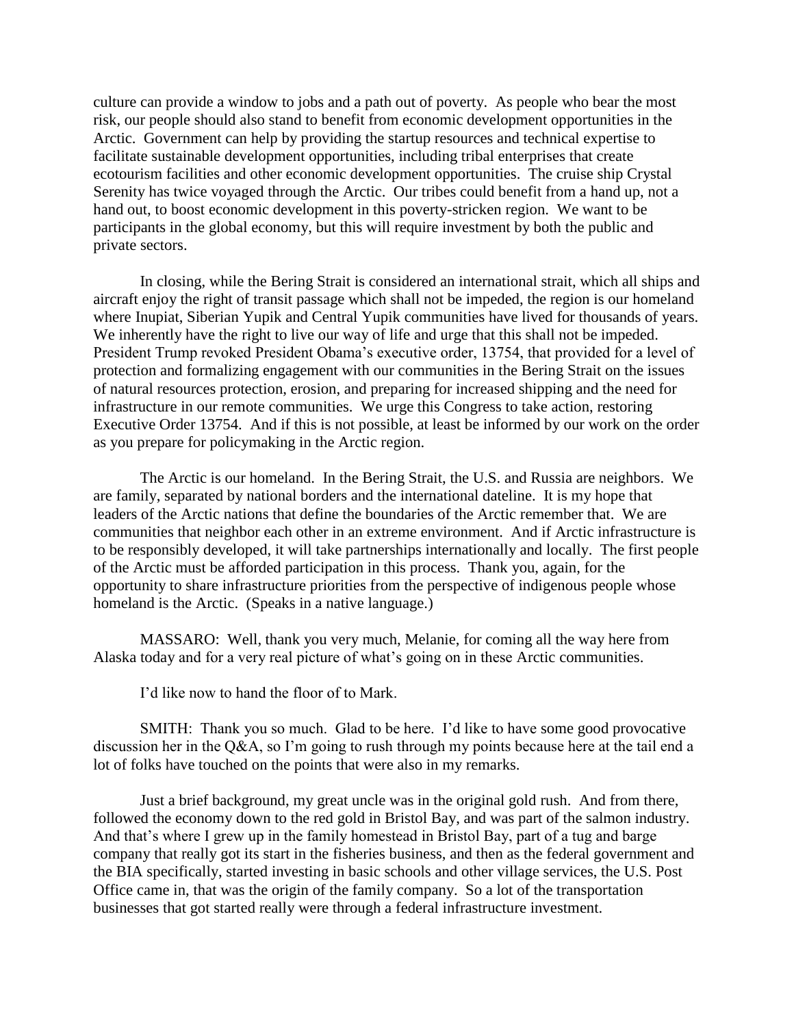culture can provide a window to jobs and a path out of poverty. As people who bear the most risk, our people should also stand to benefit from economic development opportunities in the Arctic. Government can help by providing the startup resources and technical expertise to facilitate sustainable development opportunities, including tribal enterprises that create ecotourism facilities and other economic development opportunities. The cruise ship Crystal Serenity has twice voyaged through the Arctic. Our tribes could benefit from a hand up, not a hand out, to boost economic development in this poverty-stricken region. We want to be participants in the global economy, but this will require investment by both the public and private sectors.

In closing, while the Bering Strait is considered an international strait, which all ships and aircraft enjoy the right of transit passage which shall not be impeded, the region is our homeland where Inupiat, Siberian Yupik and Central Yupik communities have lived for thousands of years. We inherently have the right to live our way of life and urge that this shall not be impeded. President Trump revoked President Obama's executive order, 13754, that provided for a level of protection and formalizing engagement with our communities in the Bering Strait on the issues of natural resources protection, erosion, and preparing for increased shipping and the need for infrastructure in our remote communities. We urge this Congress to take action, restoring Executive Order 13754. And if this is not possible, at least be informed by our work on the order as you prepare for policymaking in the Arctic region.

The Arctic is our homeland. In the Bering Strait, the U.S. and Russia are neighbors. We are family, separated by national borders and the international dateline. It is my hope that leaders of the Arctic nations that define the boundaries of the Arctic remember that. We are communities that neighbor each other in an extreme environment. And if Arctic infrastructure is to be responsibly developed, it will take partnerships internationally and locally. The first people of the Arctic must be afforded participation in this process. Thank you, again, for the opportunity to share infrastructure priorities from the perspective of indigenous people whose homeland is the Arctic. (Speaks in a native language.)

MASSARO: Well, thank you very much, Melanie, for coming all the way here from Alaska today and for a very real picture of what's going on in these Arctic communities.

I'd like now to hand the floor of to Mark.

SMITH: Thank you so much. Glad to be here. I'd like to have some good provocative discussion her in the Q&A, so I'm going to rush through my points because here at the tail end a lot of folks have touched on the points that were also in my remarks.

Just a brief background, my great uncle was in the original gold rush. And from there, followed the economy down to the red gold in Bristol Bay, and was part of the salmon industry. And that's where I grew up in the family homestead in Bristol Bay, part of a tug and barge company that really got its start in the fisheries business, and then as the federal government and the BIA specifically, started investing in basic schools and other village services, the U.S. Post Office came in, that was the origin of the family company. So a lot of the transportation businesses that got started really were through a federal infrastructure investment.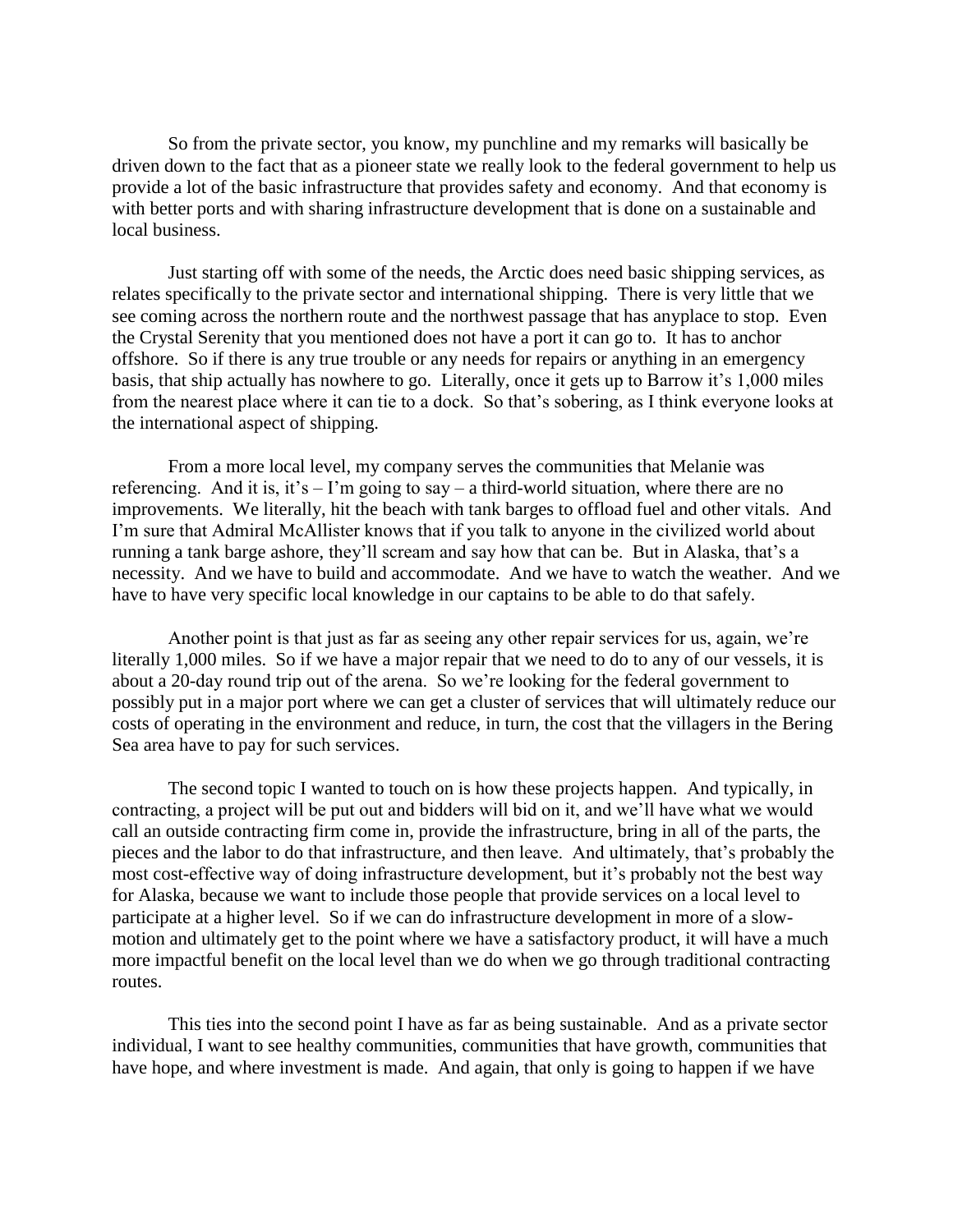So from the private sector, you know, my punchline and my remarks will basically be driven down to the fact that as a pioneer state we really look to the federal government to help us provide a lot of the basic infrastructure that provides safety and economy. And that economy is with better ports and with sharing infrastructure development that is done on a sustainable and local business.

Just starting off with some of the needs, the Arctic does need basic shipping services, as relates specifically to the private sector and international shipping. There is very little that we see coming across the northern route and the northwest passage that has anyplace to stop. Even the Crystal Serenity that you mentioned does not have a port it can go to. It has to anchor offshore. So if there is any true trouble or any needs for repairs or anything in an emergency basis, that ship actually has nowhere to go. Literally, once it gets up to Barrow it's 1,000 miles from the nearest place where it can tie to a dock. So that's sobering, as I think everyone looks at the international aspect of shipping.

From a more local level, my company serves the communities that Melanie was referencing. And it is, it's – I'm going to say – a third-world situation, where there are no improvements. We literally, hit the beach with tank barges to offload fuel and other vitals. And I'm sure that Admiral McAllister knows that if you talk to anyone in the civilized world about running a tank barge ashore, they'll scream and say how that can be. But in Alaska, that's a necessity. And we have to build and accommodate. And we have to watch the weather. And we have to have very specific local knowledge in our captains to be able to do that safely.

Another point is that just as far as seeing any other repair services for us, again, we're literally 1,000 miles. So if we have a major repair that we need to do to any of our vessels, it is about a 20-day round trip out of the arena. So we're looking for the federal government to possibly put in a major port where we can get a cluster of services that will ultimately reduce our costs of operating in the environment and reduce, in turn, the cost that the villagers in the Bering Sea area have to pay for such services.

The second topic I wanted to touch on is how these projects happen. And typically, in contracting, a project will be put out and bidders will bid on it, and we'll have what we would call an outside contracting firm come in, provide the infrastructure, bring in all of the parts, the pieces and the labor to do that infrastructure, and then leave. And ultimately, that's probably the most cost-effective way of doing infrastructure development, but it's probably not the best way for Alaska, because we want to include those people that provide services on a local level to participate at a higher level. So if we can do infrastructure development in more of a slow-motion and ultimately get to the point where we have a satisfactory product, it will have a much more impactful benefit on the local level than we do when we go through traditional contracting routes.

This ties into the second point I have as far as being sustainable. And as a private sector individual, I want to see healthy communities, communities that have growth, communities that have hope, and where investment is made. And again, that only is going to happen if we have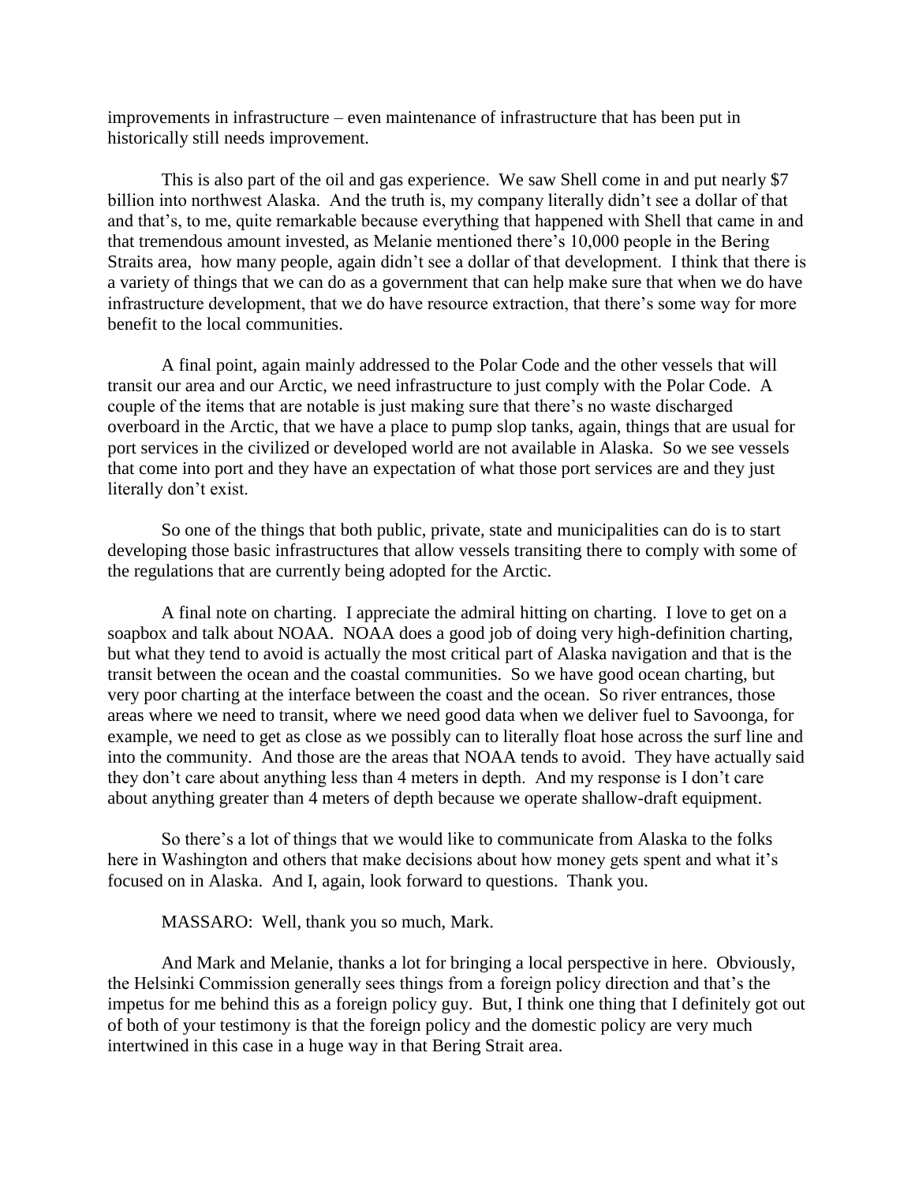improvements in infrastructure – even maintenance of infrastructure that has been put in historically still needs improvement.

This is also part of the oil and gas experience. We saw Shell come in and put nearly $7 billion into northwest Alaska. And the truth is, my company literally didn't see a dollar of that and that's, to me, quite remarkable because everything that happened with Shell that came in and that tremendous amount invested, as Melanie mentioned there's 10,000 people in the Bering Straits area, how many people, again didn't see a dollar of that development. I think that there is a variety of things that we can do as a government that can help make sure that when we do have infrastructure development, that we do have resource extraction, that there's some way for more benefit to the local communities.

A final point, again mainly addressed to the Polar Code and the other vessels that will transit our area and our Arctic, we need infrastructure to just comply with the Polar Code. A couple of the items that are notable is just making sure that there's no waste discharged overboard in the Arctic, that we have a place to pump slop tanks, again, things that are usual for port services in the civilized or developed world are not available in Alaska. So we see vessels that come into port and they have an expectation of what those port services are and they just literally don't exist.

So one of the things that both public, private, state and municipalities can do is to start developing those basic infrastructures that allow vessels transiting there to comply with some of the regulations that are currently being adopted for the Arctic.

A final note on charting. I appreciate the admiral hitting on charting. I love to get on a soapbox and talk about NOAA. NOAA does a good job of doing very high-definition charting, but what they tend to avoid is actually the most critical part of Alaska navigation and that is the transit between the ocean and the coastal communities. So we have good ocean charting, but very poor charting at the interface between the coast and the ocean. So river entrances, those areas where we need to transit, where we need good data when we deliver fuel to Savoonga, for example, we need to get as close as we possibly can to literally float hose across the surf line and into the community. And those are the areas that NOAA tends to avoid. They have actually said they don't care about anything less than 4 meters in depth. And my response is I don't care about anything greater than 4 meters of depth because we operate shallow-draft equipment.

So there's a lot of things that we would like to communicate from Alaska to the folks here in Washington and others that make decisions about how money gets spent and what it's focused on in Alaska. And I, again, look forward to questions. Thank you.

MASSARO: Well, thank you so much, Mark.

And Mark and Melanie, thanks a lot for bringing a local perspective in here. Obviously, the Helsinki Commission generally sees things from a foreign policy direction and that's the impetus for me behind this as a foreign policy guy. But, I think one thing that I definitely got out of both of your testimony is that the foreign policy and the domestic policy are very much intertwined in this case in a huge way in that Bering Strait area.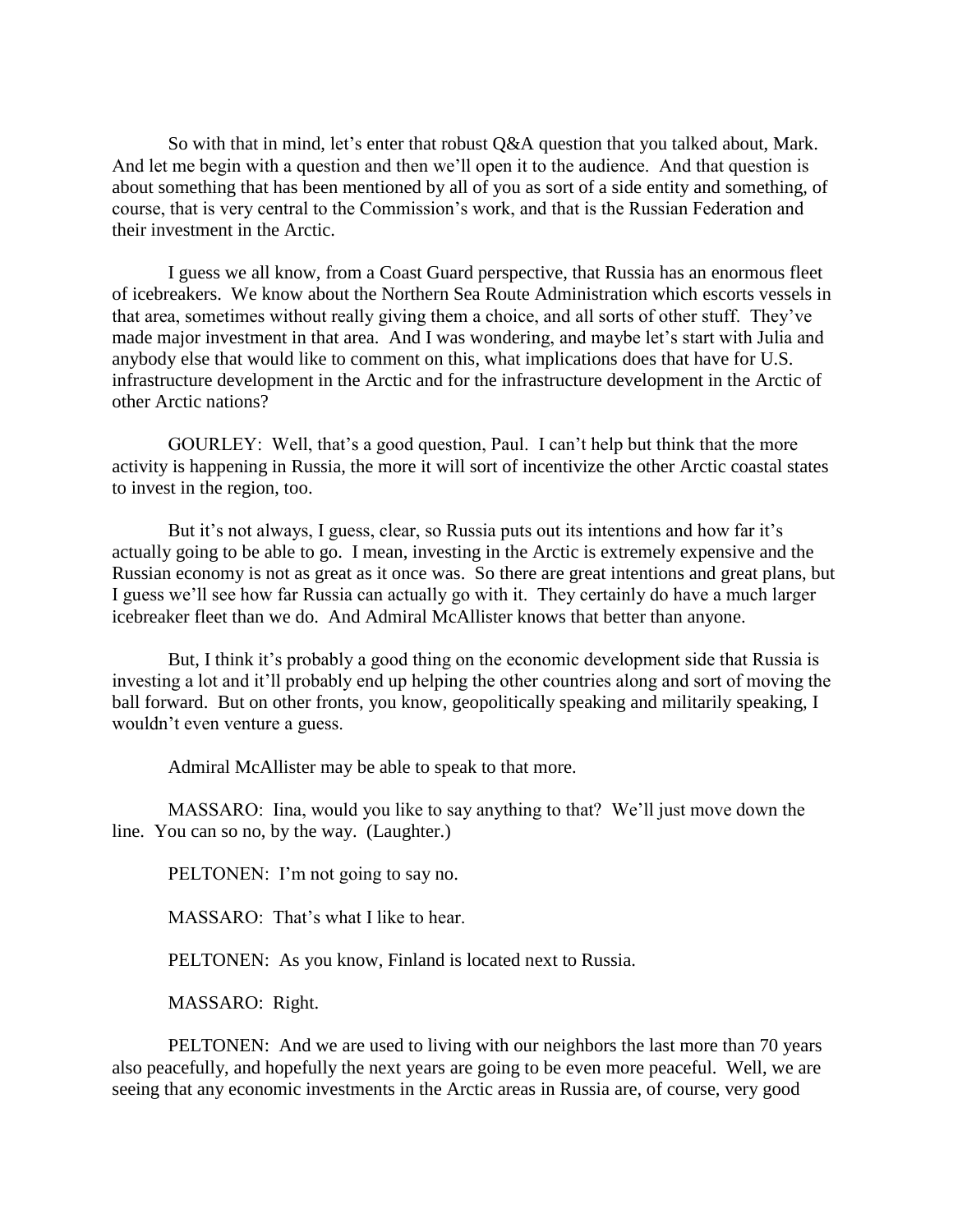So with that in mind, let's enter that robust Q&A question that you talked about, Mark. And let me begin with a question and then we'll open it to the audience. And that question is about something that has been mentioned by all of you as sort of a side entity and something, of course, that is very central to the Commission's work, and that is the Russian Federation and their investment in the Arctic.

I guess we all know, from a Coast Guard perspective, that Russia has an enormous fleet of icebreakers. We know about the Northern Sea Route Administration which escorts vessels in that area, sometimes without really giving them a choice, and all sorts of other stuff. They've made major investment in that area. And I was wondering, and maybe let's start with Julia and anybody else that would like to comment on this, what implications does that have for U.S. infrastructure development in the Arctic and for the infrastructure development in the Arctic of other Arctic nations?

GOURLEY: Well, that's a good question, Paul. I can't help but think that the more activity is happening in Russia, the more it will sort of incentivize the other Arctic coastal states to invest in the region, too.

But it's not always, I guess, clear, so Russia puts out its intentions and how far it's actually going to be able to go. I mean, investing in the Arctic is extremely expensive and the Russian economy is not as great as it once was. So there are great intentions and great plans, but I guess we'll see how far Russia can actually go with it. They certainly do have a much larger icebreaker fleet than we do. And Admiral McAllister knows that better than anyone.

But, I think it's probably a good thing on the economic development side that Russia is investing a lot and it'll probably end up helping the other countries along and sort of moving the ball forward. But on other fronts, you know, geopolitically speaking and militarily speaking, I wouldn't even venture a guess.

Admiral McAllister may be able to speak to that more.

MASSARO: Iina, would you like to say anything to that? We'll just move down the line. You can so no, by the way. (Laughter.)

PELTONEN: I'm not going to say no.

MASSARO: That's what I like to hear.

PELTONEN: As you know, Finland is located next to Russia.

MASSARO: Right.

PELTONEN: And we are used to living with our neighbors the last more than 70 years also peacefully, and hopefully the next years are going to be even more peaceful. Well, we are seeing that any economic investments in the Arctic areas in Russia are, of course, very good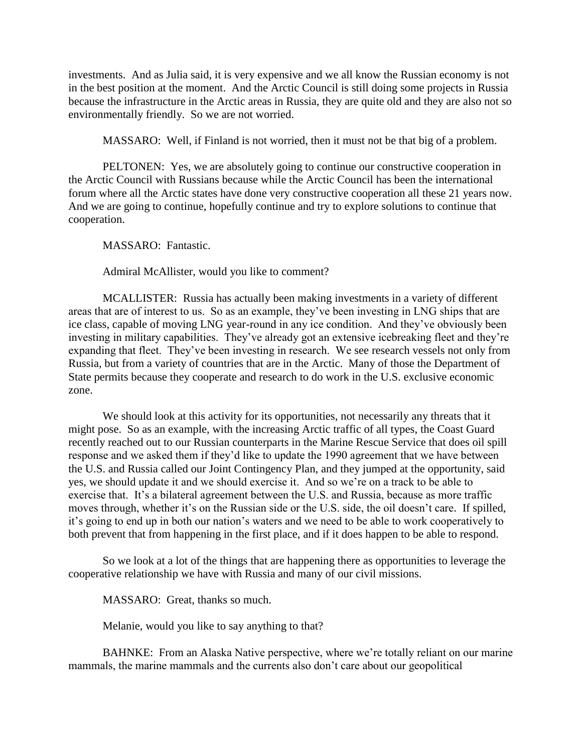investments. And as Julia said, it is very expensive and we all know the Russian economy is not in the best position at the moment. And the Arctic Council is still doing some projects in Russia because the infrastructure in the Arctic areas in Russia, they are quite old and they are also not so environmentally friendly. So we are not worried.

MASSARO: Well, if Finland is not worried, then it must not be that big of a problem.

PELTONEN: Yes, we are absolutely going to continue our constructive cooperation in the Arctic Council with Russians because while the Arctic Council has been the international forum where all the Arctic states have done very constructive cooperation all these 21 years now. And we are going to continue, hopefully continue and try to explore solutions to continue that cooperation.

MASSARO: Fantastic.

Admiral McAllister, would you like to comment?

MCALLISTER: Russia has actually been making investments in a variety of different areas that are of interest to us. So as an example, they've been investing in LNG ships that are ice class, capable of moving LNG year-round in any ice condition. And they've obviously been investing in military capabilities. They've already got an extensive icebreaking fleet and they're expanding that fleet. They've been investing in research. We see research vessels not only from Russia, but from a variety of countries that are in the Arctic. Many of those the Department of State permits because they cooperate and research to do work in the U.S. exclusive economic zone.

We should look at this activity for its opportunities, not necessarily any threats that it might pose. So as an example, with the increasing Arctic traffic of all types, the Coast Guard recently reached out to our Russian counterparts in the Marine Rescue Service that does oil spill response and we asked them if they'd like to update the 1990 agreement that we have between the U.S. and Russia called our Joint Contingency Plan, and they jumped at the opportunity, said yes, we should update it and we should exercise it. And so we're on a track to be able to exercise that. It's a bilateral agreement between the U.S. and Russia, because as more traffic moves through, whether it's on the Russian side or the U.S. side, the oil doesn't care. If spilled, it's going to end up in both our nation's waters and we need to be able to work cooperatively to both prevent that from happening in the first place, and if it does happen to be able to respond.

So we look at a lot of the things that are happening there as opportunities to leverage the cooperative relationship we have with Russia and many of our civil missions.

MASSARO: Great, thanks so much.

Melanie, would you like to say anything to that?

BAHNKE: From an Alaska Native perspective, where we're totally reliant on our marine mammals, the marine mammals and the currents also don't care about our geopolitical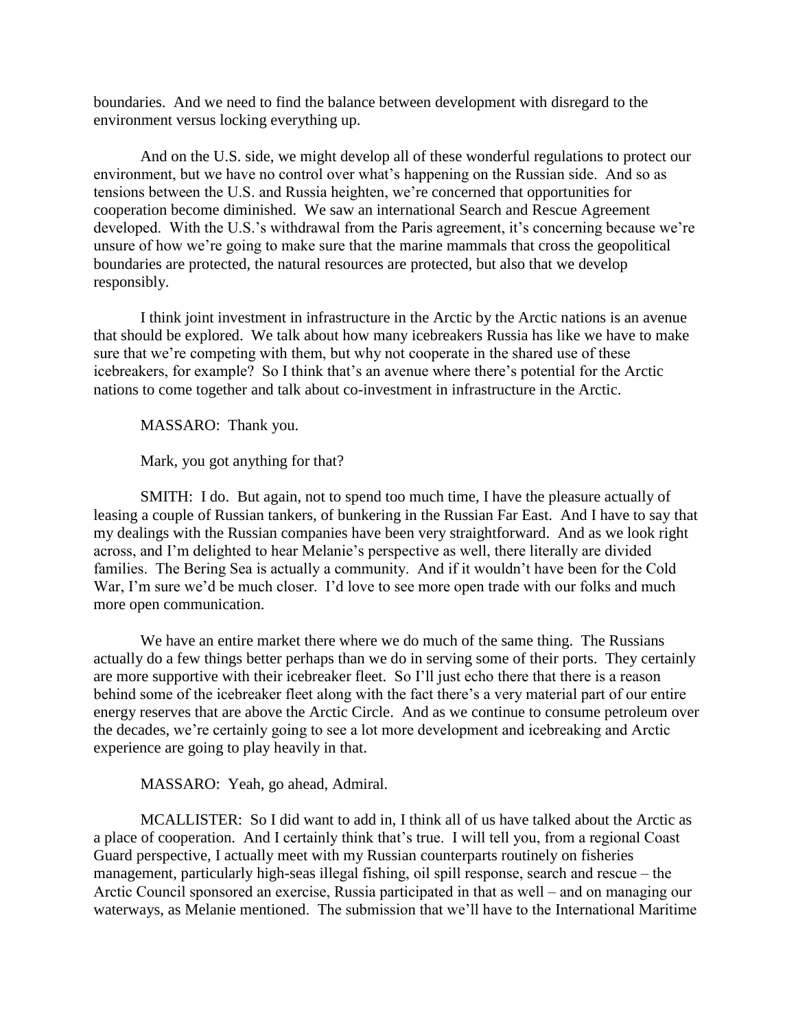boundaries. And we need to find the balance between development with disregard to the environment versus locking everything up.

And on the U.S. side, we might develop all of these wonderful regulations to protect our environment, but we have no control over what's happening on the Russian side. And so as tensions between the U.S. and Russia heighten, we're concerned that opportunities for cooperation become diminished. We saw an international Search and Rescue Agreement developed. With the U.S.'s withdrawal from the Paris agreement, it's concerning because we're unsure of how we're going to make sure that the marine mammals that cross the geopolitical boundaries are protected, the natural resources are protected, but also that we develop responsibly.

I think joint investment in infrastructure in the Arctic by the Arctic nations is an avenue that should be explored. We talk about how many icebreakers Russia has like we have to make sure that we're competing with them, but why not cooperate in the shared use of these icebreakers, for example? So I think that's an avenue where there's potential for the Arctic nations to come together and talk about co-investment in infrastructure in the Arctic.

MASSARO: Thank you.

Mark, you got anything for that?

SMITH: I do. But again, not to spend too much time, I have the pleasure actually of leasing a couple of Russian tankers, of bunkering in the Russian Far East. And I have to say that my dealings with the Russian companies have been very straightforward. And as we look right across, and I'm delighted to hear Melanie's perspective as well, there literally are divided families. The Bering Sea is actually a community. And if it wouldn't have been for the Cold War, I'm sure we'd be much closer. I'd love to see more open trade with our folks and much more open communication.

We have an entire market there where we do much of the same thing. The Russians actually do a few things better perhaps than we do in serving some of their ports. They certainly are more supportive with their icebreaker fleet. So I'll just echo there that there is a reason behind some of the icebreaker fleet along with the fact there's a very material part of our entire energy reserves that are above the Arctic Circle. And as we continue to consume petroleum over the decades, we're certainly going to see a lot more development and icebreaking and Arctic experience are going to play heavily in that.

MASSARO: Yeah, go ahead, Admiral.

MCALLISTER: So I did want to add in, I think all of us have talked about the Arctic as a place of cooperation. And I certainly think that's true. I will tell you, from a regional Coast Guard perspective, I actually meet with my Russian counterparts routinely on fisheries management, particularly high-seas illegal fishing, oil spill response, search and rescue – the Arctic Council sponsored an exercise, Russia participated in that as well – and on managing our waterways, as Melanie mentioned. The submission that we'll have to the International Maritime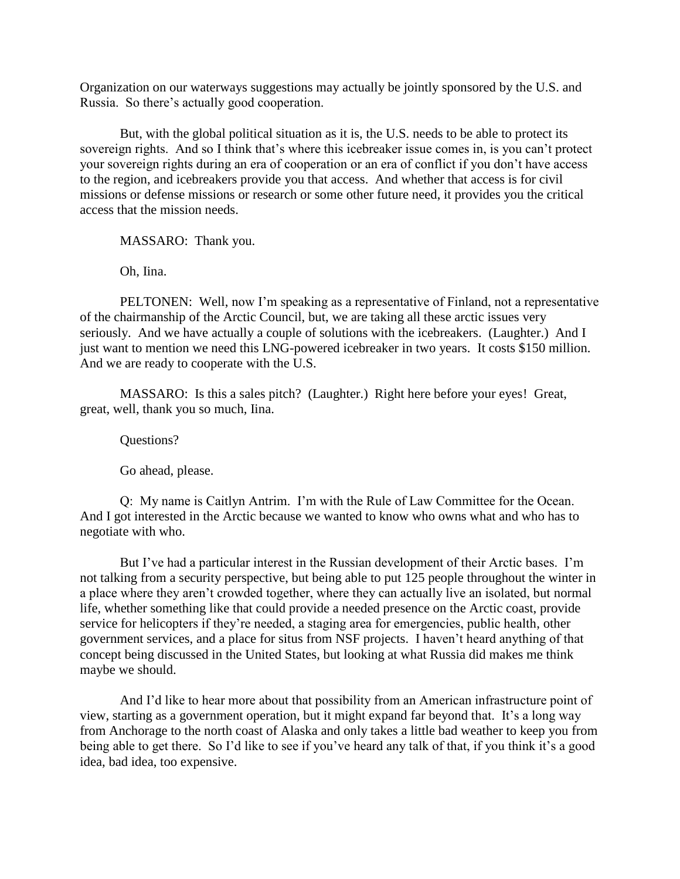Organization on our waterways suggestions may actually be jointly sponsored by the U.S. and Russia. So there's actually good cooperation.

But, with the global political situation as it is, the U.S. needs to be able to protect its sovereign rights. And so I think that's where this icebreaker issue comes in, is you can't protect your sovereign rights during an era of cooperation or an era of conflict if you don't have access to the region, and icebreakers provide you that access. And whether that access is for civil missions or defense missions or research or some other future need, it provides you the critical access that the mission needs.

MASSARO: Thank you.

Oh, Iina.

PELTONEN: Well, now I'm speaking as a representative of Finland, not a representative of the chairmanship of the Arctic Council, but, we are taking all these arctic issues very seriously. And we have actually a couple of solutions with the icebreakers. (Laughter.) And I just want to mention we need this LNG-powered icebreaker in two years. It costs $150 million. And we are ready to cooperate with the U.S.

MASSARO: Is this a sales pitch? (Laughter.) Right here before your eyes! Great, great, well, thank you so much, Iina.

Questions?

Go ahead, please.

Q: My name is Caitlyn Antrim. I'm with the Rule of Law Committee for the Ocean. And I got interested in the Arctic because we wanted to know who owns what and who has to negotiate with who.

But I've had a particular interest in the Russian development of their Arctic bases. I'm not talking from a security perspective, but being able to put 125 people throughout the winter in a place where they aren't crowded together, where they can actually live an isolated, but normal life, whether something like that could provide a needed presence on the Arctic coast, provide service for helicopters if they're needed, a staging area for emergencies, public health, other government services, and a place for situs from NSF projects. I haven't heard anything of that concept being discussed in the United States, but looking at what Russia did makes me think maybe we should.

And I'd like to hear more about that possibility from an American infrastructure point of view, starting as a government operation, but it might expand far beyond that. It's a long way from Anchorage to the north coast of Alaska and only takes a little bad weather to keep you from being able to get there. So I'd like to see if you've heard any talk of that, if you think it's a good idea, bad idea, too expensive.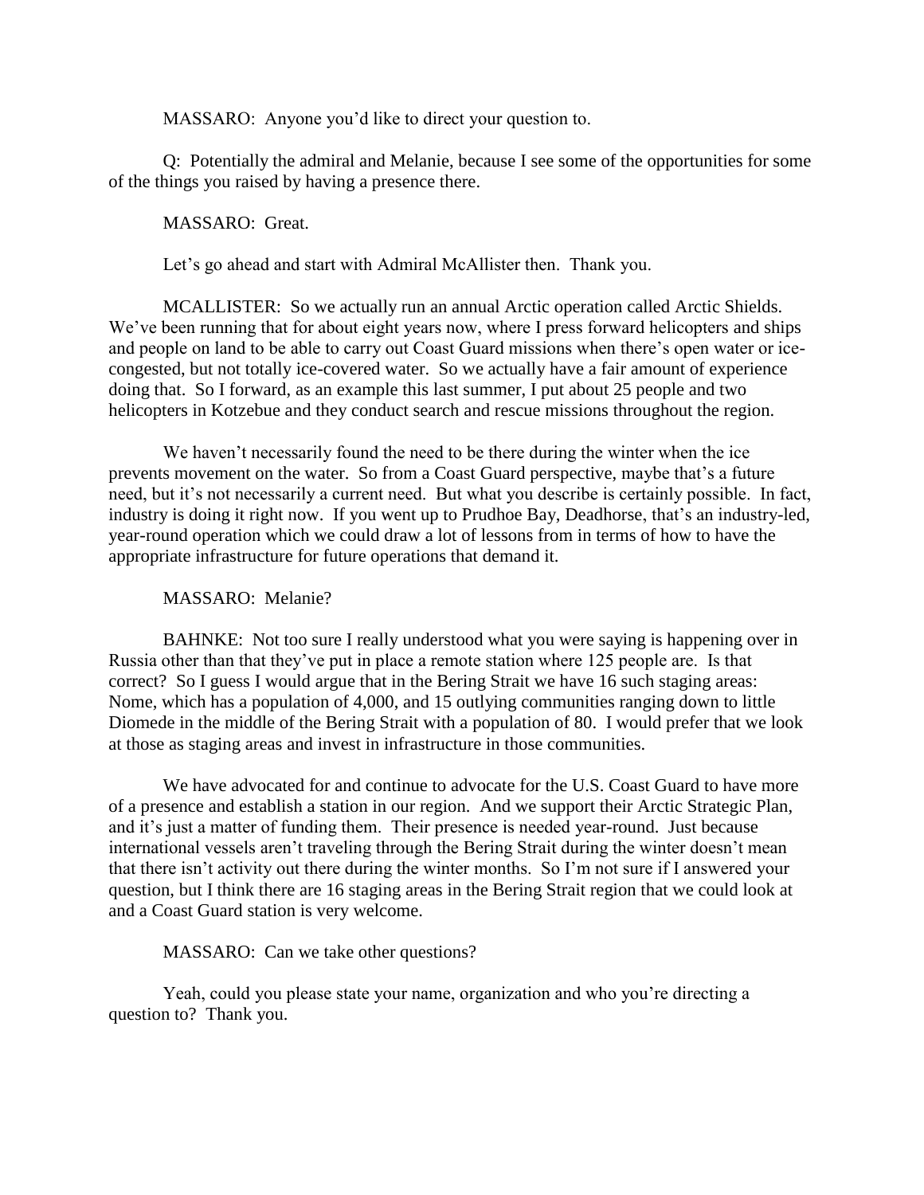MASSARO: Anyone you'd like to direct your question to.

Q: Potentially the admiral and Melanie, because I see some of the opportunities for some of the things you raised by having a presence there.

MASSARO: Great.

Let's go ahead and start with Admiral McAllister then. Thank you.

MCALLISTER: So we actually run an annual Arctic operation called Arctic Shields. We've been running that for about eight years now, where I press forward helicopters and ships and people on land to be able to carry out Coast Guard missions when there's open water or ice-congested, but not totally ice-covered water. So we actually have a fair amount of experience doing that. So I forward, as an example this last summer, I put about 25 people and two helicopters in Kotzebue and they conduct search and rescue missions throughout the region.

We haven't necessarily found the need to be there during the winter when the ice prevents movement on the water. So from a Coast Guard perspective, maybe that's a future need, but it's not necessarily a current need. But what you describe is certainly possible. In fact, industry is doing it right now. If you went up to Prudhoe Bay, Deadhorse, that's an industry-led, year-round operation which we could draw a lot of lessons from in terms of how to have the appropriate infrastructure for future operations that demand it.

MASSARO: Melanie?

BAHNKE: Not too sure I really understood what you were saying is happening over in Russia other than that they've put in place a remote station where 125 people are. Is that correct? So I guess I would argue that in the Bering Strait we have 16 such staging areas: Nome, which has a population of 4,000, and 15 outlying communities ranging down to little Diomede in the middle of the Bering Strait with a population of 80. I would prefer that we look at those as staging areas and invest in infrastructure in those communities.

We have advocated for and continue to advocate for the U.S. Coast Guard to have more of a presence and establish a station in our region. And we support their Arctic Strategic Plan, and it's just a matter of funding them. Their presence is needed year-round. Just because international vessels aren't traveling through the Bering Strait during the winter doesn't mean that there isn't activity out there during the winter months. So I'm not sure if I answered your question, but I think there are 16 staging areas in the Bering Strait region that we could look at and a Coast Guard station is very welcome.

MASSARO: Can we take other questions?

Yeah, could you please state your name, organization and who you're directing a question to? Thank you.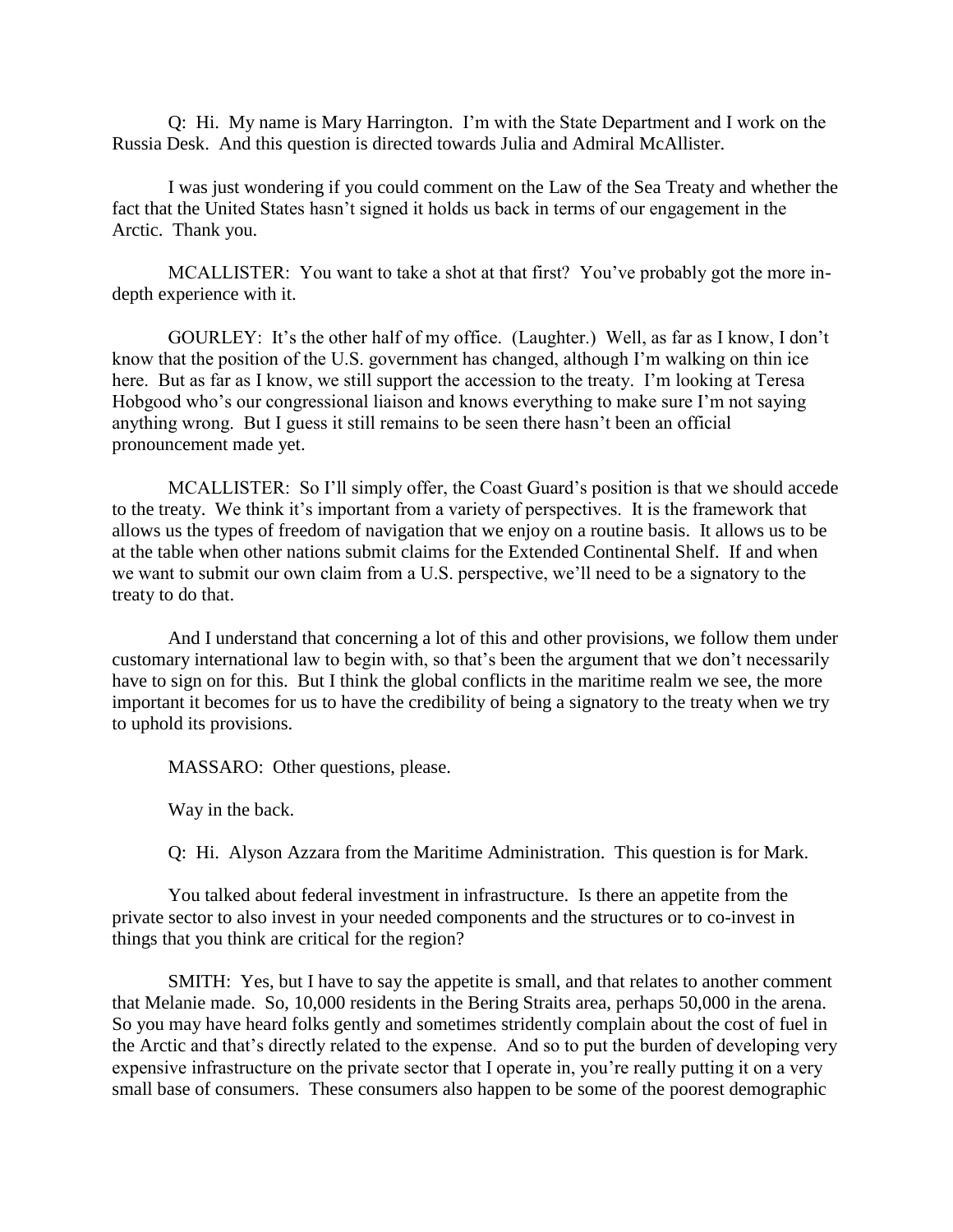Q: Hi. My name is Mary Harrington. I'm with the State Department and I work on the Russia Desk. And this question is directed towards Julia and Admiral McAllister.

I was just wondering if you could comment on the Law of the Sea Treaty and whether the fact that the United States hasn't signed it holds us back in terms of our engagement in the Arctic. Thank you.

MCALLISTER: You want to take a shot at that first? You've probably got the more in-depth experience with it.

GOURLEY: It's the other half of my office. (Laughter.) Well, as far as I know, I don't know that the position of the U.S. government has changed, although I'm walking on thin ice here. But as far as I know, we still support the accession to the treaty. I'm looking at Teresa Hobgood who's our congressional liaison and knows everything to make sure I'm not saying anything wrong. But I guess it still remains to be seen there hasn't been an official pronouncement made yet.

MCALLISTER: So I'll simply offer, the Coast Guard's position is that we should accede to the treaty. We think it's important from a variety of perspectives. It is the framework that allows us the types of freedom of navigation that we enjoy on a routine basis. It allows us to be at the table when other nations submit claims for the Extended Continental Shelf. If and when we want to submit our own claim from a U.S. perspective, we'll need to be a signatory to the treaty to do that.

And I understand that concerning a lot of this and other provisions, we follow them under customary international law to begin with, so that's been the argument that we don't necessarily have to sign on for this. But I think the global conflicts in the maritime realm we see, the more important it becomes for us to have the credibility of being a signatory to the treaty when we try to uphold its provisions.

MASSARO: Other questions, please.

Way in the back.

Q: Hi. Alyson Azzara from the Maritime Administration. This question is for Mark.

You talked about federal investment in infrastructure. Is there an appetite from the private sector to also invest in your needed components and the structures or to co-invest in things that you think are critical for the region?

SMITH: Yes, but I have to say the appetite is small, and that relates to another comment that Melanie made. So, 10,000 residents in the Bering Straits area, perhaps 50,000 in the arena. So you may have heard folks gently and sometimes stridently complain about the cost of fuel in the Arctic and that's directly related to the expense. And so to put the burden of developing very expensive infrastructure on the private sector that I operate in, you're really putting it on a very small base of consumers. These consumers also happen to be some of the poorest demographic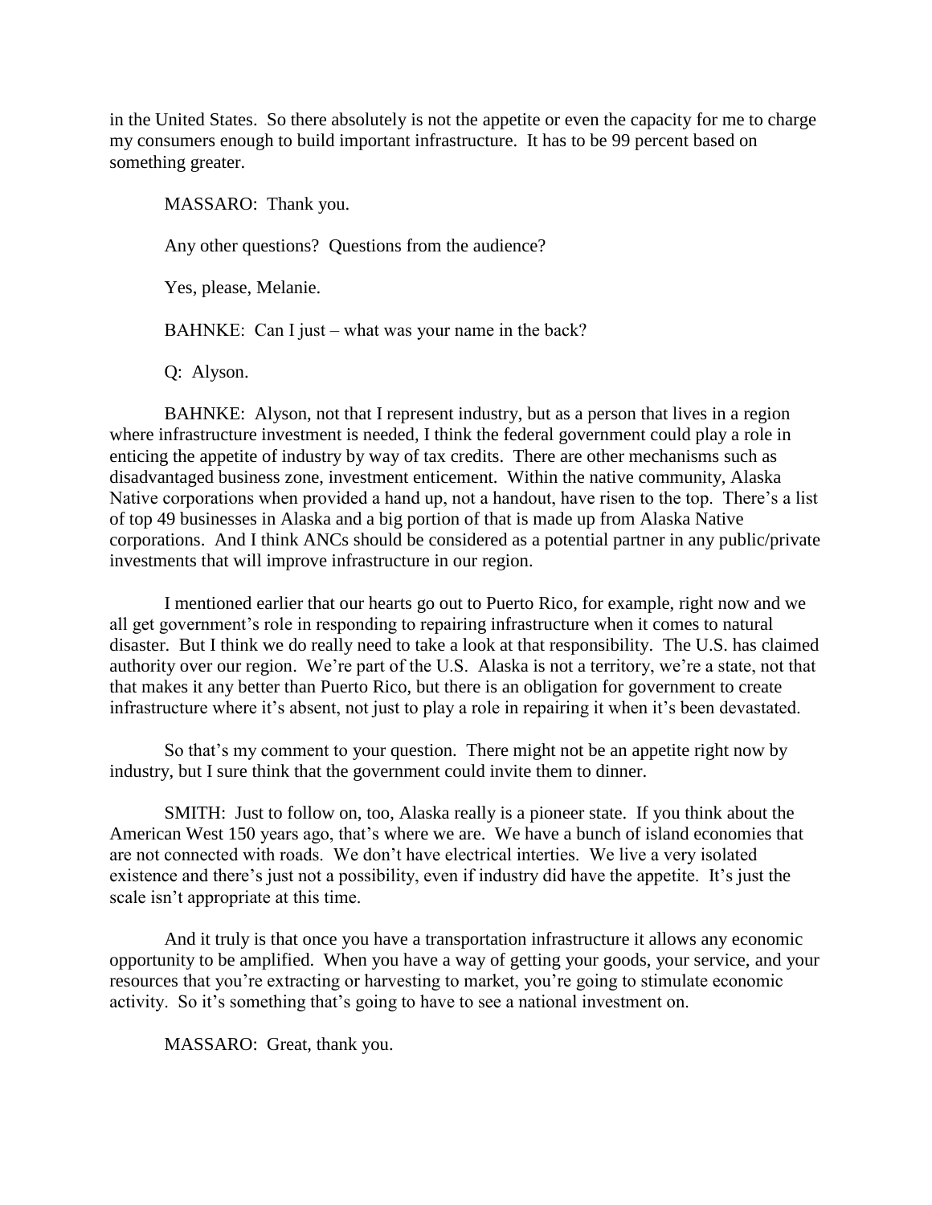in the United States. So there absolutely is not the appetite or even the capacity for me to charge my consumers enough to build important infrastructure. It has to be 99 percent based on something greater.

MASSARO: Thank you.

Any other questions? Questions from the audience?

Yes, please, Melanie.

BAHNKE: Can I just – what was your name in the back?

Q: Alyson.

BAHNKE: Alyson, not that I represent industry, but as a person that lives in a region where infrastructure investment is needed, I think the federal government could play a role in enticing the appetite of industry by way of tax credits. There are other mechanisms such as disadvantaged business zone, investment enticement. Within the native community, Alaska Native corporations when provided a hand up, not a handout, have risen to the top. There's a list of top 49 businesses in Alaska and a big portion of that is made up from Alaska Native corporations. And I think ANCs should be considered as a potential partner in any public/private investments that will improve infrastructure in our region.

I mentioned earlier that our hearts go out to Puerto Rico, for example, right now and we all get government's role in responding to repairing infrastructure when it comes to natural disaster. But I think we do really need to take a look at that responsibility. The U.S. has claimed authority over our region. We're part of the U.S. Alaska is not a territory, we're a state, not that that makes it any better than Puerto Rico, but there is an obligation for government to create infrastructure where it's absent, not just to play a role in repairing it when it's been devastated.

So that's my comment to your question. There might not be an appetite right now by industry, but I sure think that the government could invite them to dinner.

SMITH: Just to follow on, too, Alaska really is a pioneer state. If you think about the American West 150 years ago, that's where we are. We have a bunch of island economies that are not connected with roads. We don't have electrical interties. We live a very isolated existence and there's just not a possibility, even if industry did have the appetite. It's just the scale isn't appropriate at this time.

And it truly is that once you have a transportation infrastructure it allows any economic opportunity to be amplified. When you have a way of getting your goods, your service, and your resources that you're extracting or harvesting to market, you're going to stimulate economic activity. So it's something that's going to have to see a national investment on.

MASSARO: Great, thank you.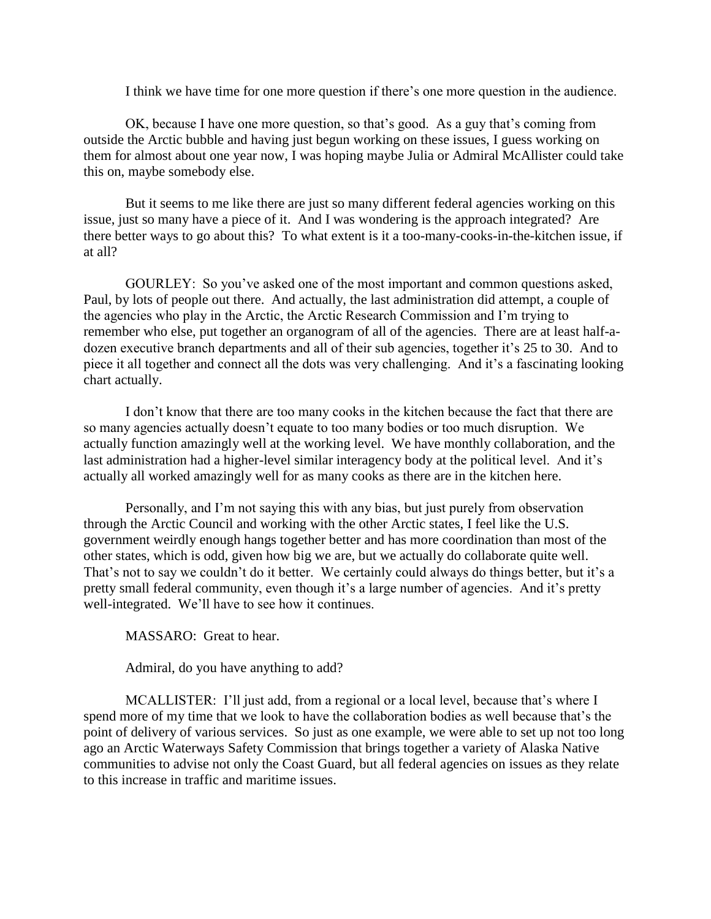I think we have time for one more question if there's one more question in the audience.

OK, because I have one more question, so that's good. As a guy that's coming from outside the Arctic bubble and having just begun working on these issues, I guess working on them for almost about one year now, I was hoping maybe Julia or Admiral McAllister could take this on, maybe somebody else.

But it seems to me like there are just so many different federal agencies working on this issue, just so many have a piece of it. And I was wondering is the approach integrated? Are there better ways to go about this? To what extent is it a too-many-cooks-in-the-kitchen issue, if at all?

GOURLEY: So you've asked one of the most important and common questions asked, Paul, by lots of people out there. And actually, the last administration did attempt, a couple of the agencies who play in the Arctic, the Arctic Research Commission and I'm trying to remember who else, put together an organogram of all of the agencies. There are at least half-a-dozen executive branch departments and all of their sub agencies, together it's 25 to 30. And to piece it all together and connect all the dots was very challenging. And it's a fascinating looking chart actually.

I don't know that there are too many cooks in the kitchen because the fact that there are so many agencies actually doesn't equate to too many bodies or too much disruption. We actually function amazingly well at the working level. We have monthly collaboration, and the last administration had a higher-level similar interagency body at the political level. And it's actually all worked amazingly well for as many cooks as there are in the kitchen here.

Personally, and I'm not saying this with any bias, but just purely from observation through the Arctic Council and working with the other Arctic states, I feel like the U.S. government weirdly enough hangs together better and has more coordination than most of the other states, which is odd, given how big we are, but we actually do collaborate quite well. That's not to say we couldn't do it better. We certainly could always do things better, but it's a pretty small federal community, even though it's a large number of agencies. And it's pretty well-integrated. We'll have to see how it continues.

MASSARO: Great to hear.

Admiral, do you have anything to add?

MCALLISTER: I'll just add, from a regional or a local level, because that's where I spend more of my time that we look to have the collaboration bodies as well because that's the point of delivery of various services. So just as one example, we were able to set up not too long ago an Arctic Waterways Safety Commission that brings together a variety of Alaska Native communities to advise not only the Coast Guard, but all federal agencies on issues as they relate to this increase in traffic and maritime issues.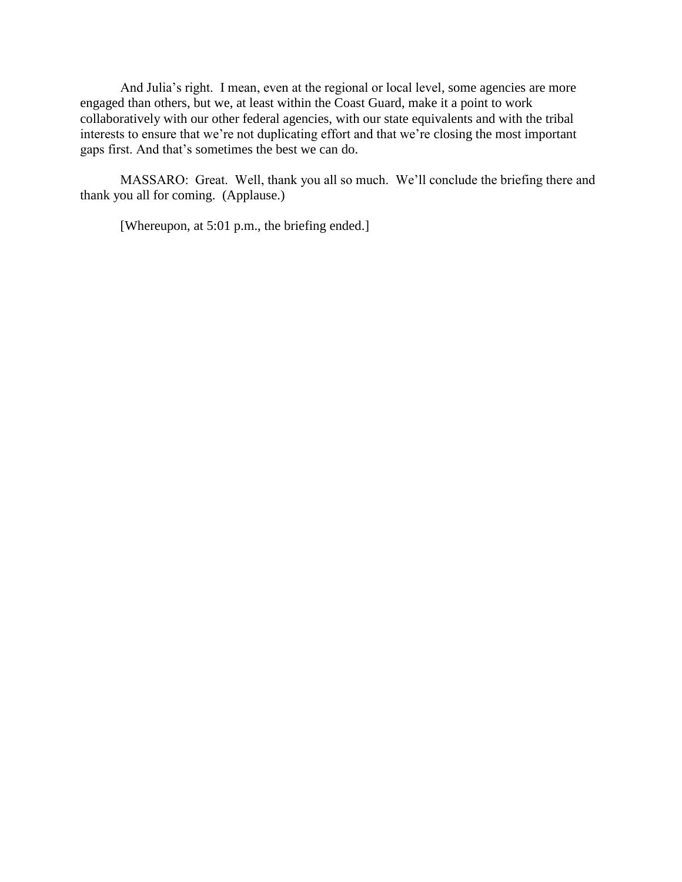And Julia's right.  I mean, even at the regional or local level, some agencies are more engaged than others, but we, at least within the Coast Guard, make it a point to work collaboratively with our other federal agencies, with our state equivalents and with the tribal interests to ensure that we're not duplicating effort and that we're closing the most important gaps first. And that's sometimes the best we can do.

MASSARO:  Great.  Well, thank you all so much.  We'll conclude the briefing there and thank you all for coming.  (Applause.)

[Whereupon, at 5:01 p.m., the briefing ended.]